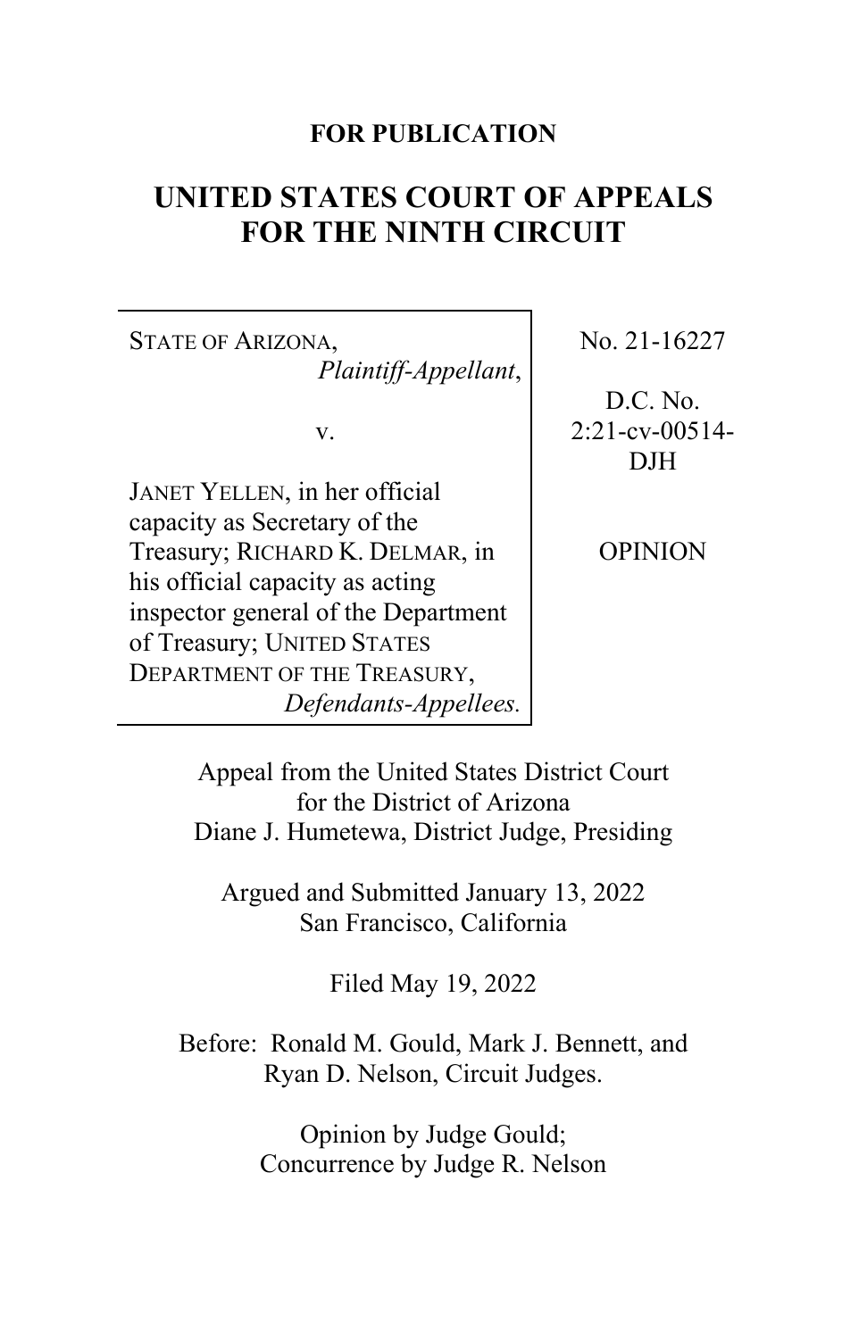**FOR PUBLICATION**

# UNITED STATES COURT OF APPEALS FOR THE NINTH CIRCUIT

| | |
|---|---|
| STATE OF ARIZONA, *Plaintiff-Appellant*, <br><br> v. <br><br> JANET YELLEN, in her official capacity as Secretary of the Treasury; RICHARD K. DELMAR, in his official capacity as acting inspector general of the Department of Treasury; UNITED STATES DEPARTMENT OF THE TREASURY, *Defendants-Appellees.* | No. 21-16227 <br><br> D.C. No. 2:21-cv-00514-DJH <br><br> OPINION |

Appeal from the United States District Court for the District of Arizona
Diane J. Humetewa, District Judge, Presiding

Argued and Submitted January 13, 2022
San Francisco, California

Filed May 19, 2022

Before: Ronald M. Gould, Mark J. Bennett, and Ryan D. Nelson, Circuit Judges.

Opinion by Judge Gould;
Concurrence by Judge R. Nelson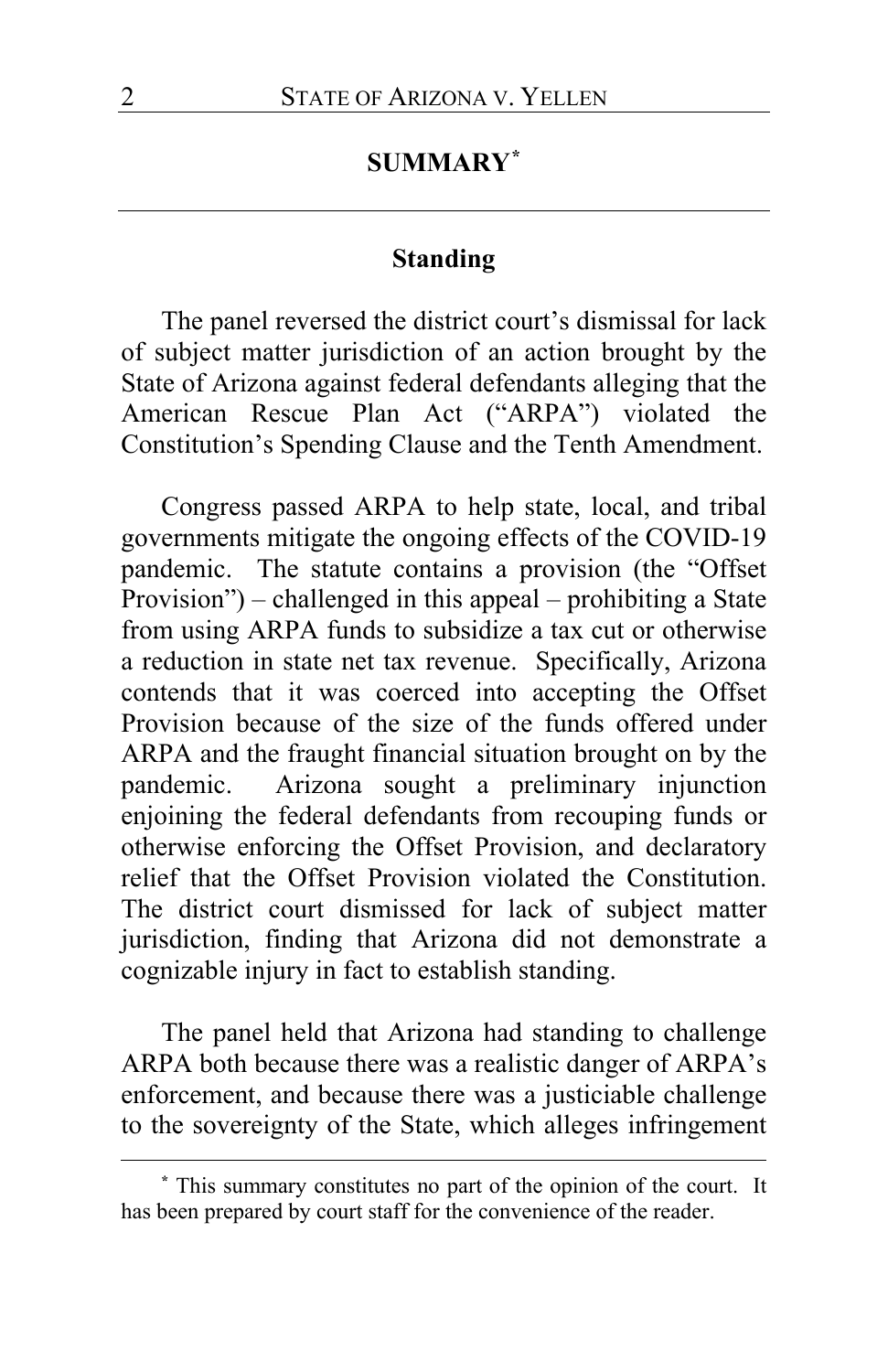## SUMMARY[*]

### Standing

The panel reversed the district court's dismissal for lack of subject matter jurisdiction of an action brought by the State of Arizona against federal defendants alleging that the American Rescue Plan Act ("ARPA") violated the Constitution's Spending Clause and the Tenth Amendment.

Congress passed ARPA to help state, local, and tribal governments mitigate the ongoing effects of the COVID-19 pandemic. The statute contains a provision (the "Offset Provision") – challenged in this appeal – prohibiting a State from using ARPA funds to subsidize a tax cut or otherwise a reduction in state net tax revenue. Specifically, Arizona contends that it was coerced into accepting the Offset Provision because of the size of the funds offered under ARPA and the fraught financial situation brought on by the pandemic. Arizona sought a preliminary injunction enjoining the federal defendants from recouping funds or otherwise enforcing the Offset Provision, and declaratory relief that the Offset Provision violated the Constitution. The district court dismissed for lack of subject matter jurisdiction, finding that Arizona did not demonstrate a cognizable injury in fact to establish standing.

The panel held that Arizona had standing to challenge ARPA both because there was a realistic danger of ARPA's enforcement, and because there was a justiciable challenge to the sovereignty of the State, which alleges infringement

[*] This summary constitutes no part of the opinion of the court. It has been prepared by court staff for the convenience of the reader.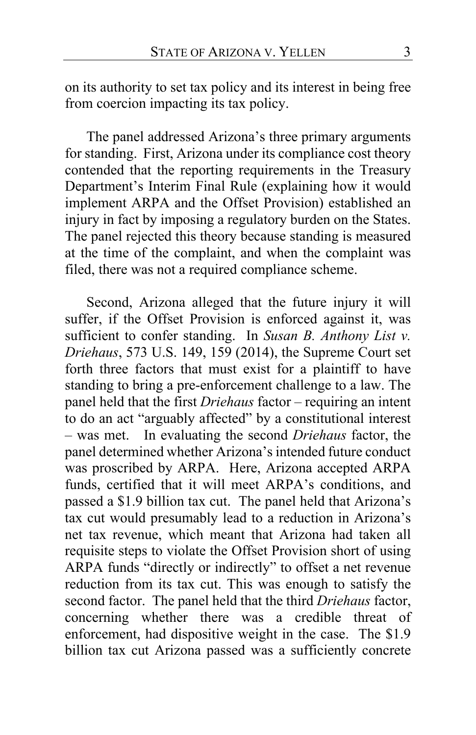on its authority to set tax policy and its interest in being free from coercion impacting its tax policy.

The panel addressed Arizona's three primary arguments for standing. First, Arizona under its compliance cost theory contended that the reporting requirements in the Treasury Department's Interim Final Rule (explaining how it would implement ARPA and the Offset Provision) established an injury in fact by imposing a regulatory burden on the States. The panel rejected this theory because standing is measured at the time of the complaint, and when the complaint was filed, there was not a required compliance scheme.

Second, Arizona alleged that the future injury it will suffer, if the Offset Provision is enforced against it, was sufficient to confer standing. In *Susan B. Anthony List v. Driehaus*, 573 U.S. 149, 159 (2014), the Supreme Court set forth three factors that must exist for a plaintiff to have standing to bring a pre-enforcement challenge to a law. The panel held that the first *Driehaus* factor – requiring an intent to do an act "arguably affected" by a constitutional interest – was met. In evaluating the second *Driehaus* factor, the panel determined whether Arizona's intended future conduct was proscribed by ARPA. Here, Arizona accepted ARPA funds, certified that it will meet ARPA's conditions, and passed a $1.9 billion tax cut. The panel held that Arizona's tax cut would presumably lead to a reduction in Arizona's net tax revenue, which meant that Arizona had taken all requisite steps to violate the Offset Provision short of using ARPA funds "directly or indirectly" to offset a net revenue reduction from its tax cut. This was enough to satisfy the second factor. The panel held that the third *Driehaus* factor, concerning whether there was a credible threat of enforcement, had dispositive weight in the case. The $1.9 billion tax cut Arizona passed was a sufficiently concrete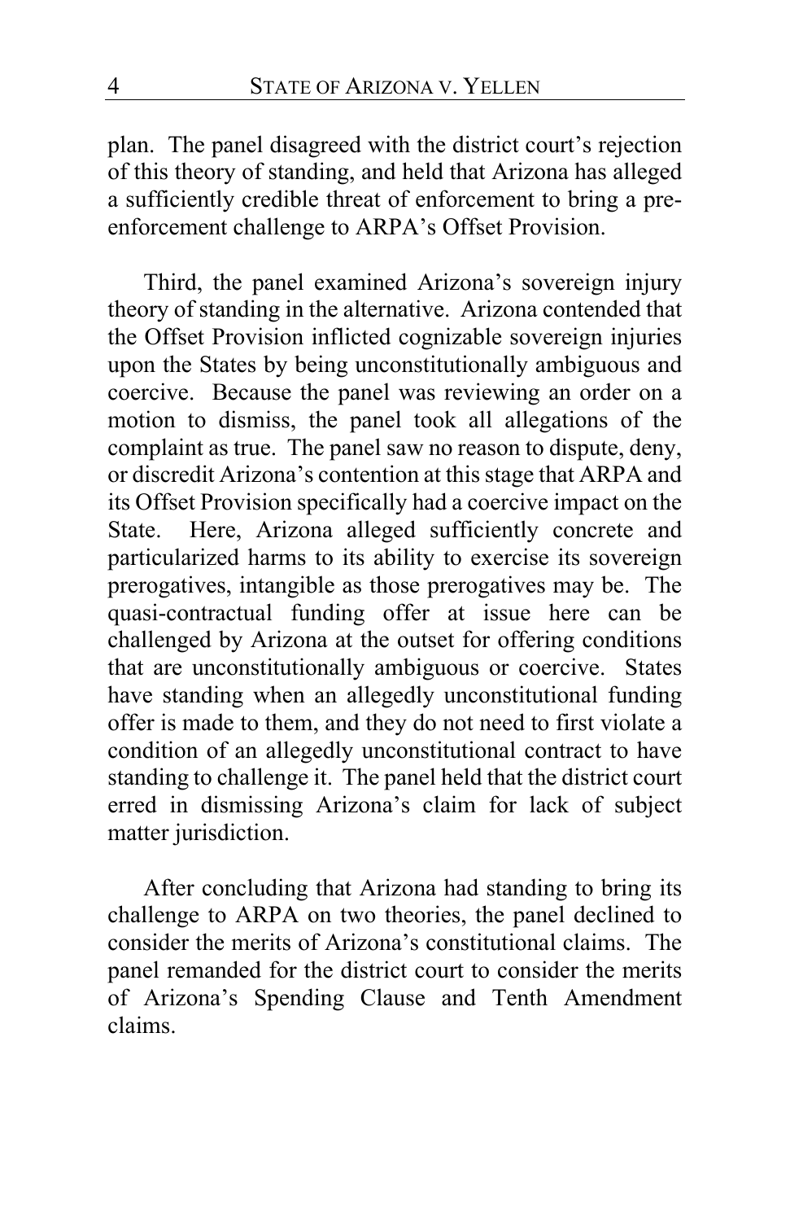plan. The panel disagreed with the district court's rejection of this theory of standing, and held that Arizona has alleged a sufficiently credible threat of enforcement to bring a pre-enforcement challenge to ARPA's Offset Provision.

Third, the panel examined Arizona's sovereign injury theory of standing in the alternative. Arizona contended that the Offset Provision inflicted cognizable sovereign injuries upon the States by being unconstitutionally ambiguous and coercive. Because the panel was reviewing an order on a motion to dismiss, the panel took all allegations of the complaint as true. The panel saw no reason to dispute, deny, or discredit Arizona's contention at this stage that ARPA and its Offset Provision specifically had a coercive impact on the State. Here, Arizona alleged sufficiently concrete and particularized harms to its ability to exercise its sovereign prerogatives, intangible as those prerogatives may be. The quasi-contractual funding offer at issue here can be challenged by Arizona at the outset for offering conditions that are unconstitutionally ambiguous or coercive. States have standing when an allegedly unconstitutional funding offer is made to them, and they do not need to first violate a condition of an allegedly unconstitutional contract to have standing to challenge it. The panel held that the district court erred in dismissing Arizona's claim for lack of subject matter jurisdiction.

After concluding that Arizona had standing to bring its challenge to ARPA on two theories, the panel declined to consider the merits of Arizona's constitutional claims. The panel remanded for the district court to consider the merits of Arizona's Spending Clause and Tenth Amendment claims.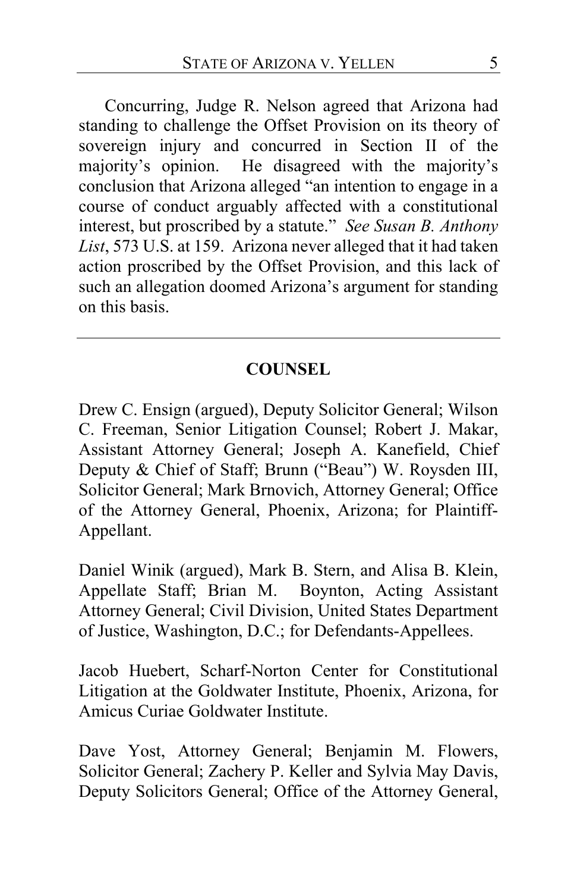Concurring, Judge R. Nelson agreed that Arizona had standing to challenge the Offset Provision on its theory of sovereign injury and concurred in Section II of the majority's opinion. He disagreed with the majority's conclusion that Arizona alleged "an intention to engage in a course of conduct arguably affected with a constitutional interest, but proscribed by a statute." *See Susan B. Anthony List*, 573 U.S. at 159. Arizona never alleged that it had taken action proscribed by the Offset Provision, and this lack of such an allegation doomed Arizona's argument for standing on this basis.

---

## COUNSEL

Drew C. Ensign (argued), Deputy Solicitor General; Wilson C. Freeman, Senior Litigation Counsel; Robert J. Makar, Assistant Attorney General; Joseph A. Kanefield, Chief Deputy & Chief of Staff; Brunn ("Beau") W. Roysden III, Solicitor General; Mark Brnovich, Attorney General; Office of the Attorney General, Phoenix, Arizona; for Plaintiff-Appellant.

Daniel Winik (argued), Mark B. Stern, and Alisa B. Klein, Appellate Staff; Brian M. Boynton, Acting Assistant Attorney General; Civil Division, United States Department of Justice, Washington, D.C.; for Defendants-Appellees.

Jacob Huebert, Scharf-Norton Center for Constitutional Litigation at the Goldwater Institute, Phoenix, Arizona, for Amicus Curiae Goldwater Institute.

Dave Yost, Attorney General; Benjamin M. Flowers, Solicitor General; Zachery P. Keller and Sylvia May Davis, Deputy Solicitors General; Office of the Attorney General,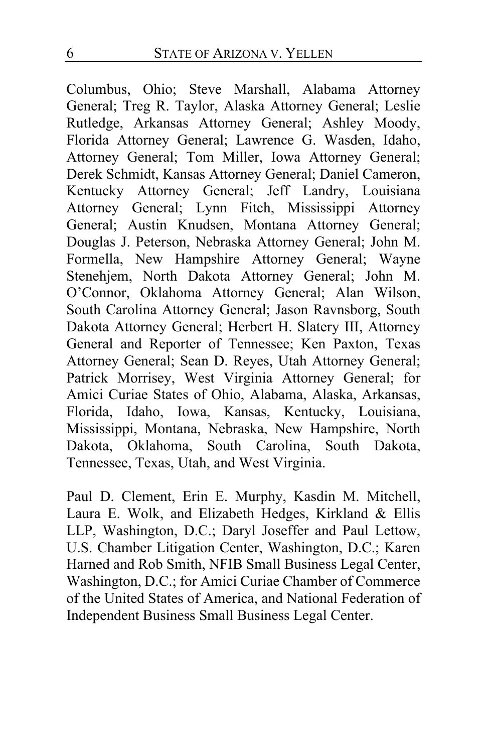Columbus, Ohio; Steve Marshall, Alabama Attorney General; Treg R. Taylor, Alaska Attorney General; Leslie Rutledge, Arkansas Attorney General; Ashley Moody, Florida Attorney General; Lawrence G. Wasden, Idaho, Attorney General; Tom Miller, Iowa Attorney General; Derek Schmidt, Kansas Attorney General; Daniel Cameron, Kentucky Attorney General; Jeff Landry, Louisiana Attorney General; Lynn Fitch, Mississippi Attorney General; Austin Knudsen, Montana Attorney General; Douglas J. Peterson, Nebraska Attorney General; John M. Formella, New Hampshire Attorney General; Wayne Stenehjem, North Dakota Attorney General; John M. O'Connor, Oklahoma Attorney General; Alan Wilson, South Carolina Attorney General; Jason Ravnsborg, South Dakota Attorney General; Herbert H. Slatery III, Attorney General and Reporter of Tennessee; Ken Paxton, Texas Attorney General; Sean D. Reyes, Utah Attorney General; Patrick Morrisey, West Virginia Attorney General; for Amici Curiae States of Ohio, Alabama, Alaska, Arkansas, Florida, Idaho, Iowa, Kansas, Kentucky, Louisiana, Mississippi, Montana, Nebraska, New Hampshire, North Dakota, Oklahoma, South Carolina, South Dakota, Tennessee, Texas, Utah, and West Virginia.

Paul D. Clement, Erin E. Murphy, Kasdin M. Mitchell, Laura E. Wolk, and Elizabeth Hedges, Kirkland & Ellis LLP, Washington, D.C.; Daryl Joseffer and Paul Lettow, U.S. Chamber Litigation Center, Washington, D.C.; Karen Harned and Rob Smith, NFIB Small Business Legal Center, Washington, D.C.; for Amici Curiae Chamber of Commerce of the United States of America, and National Federation of Independent Business Small Business Legal Center.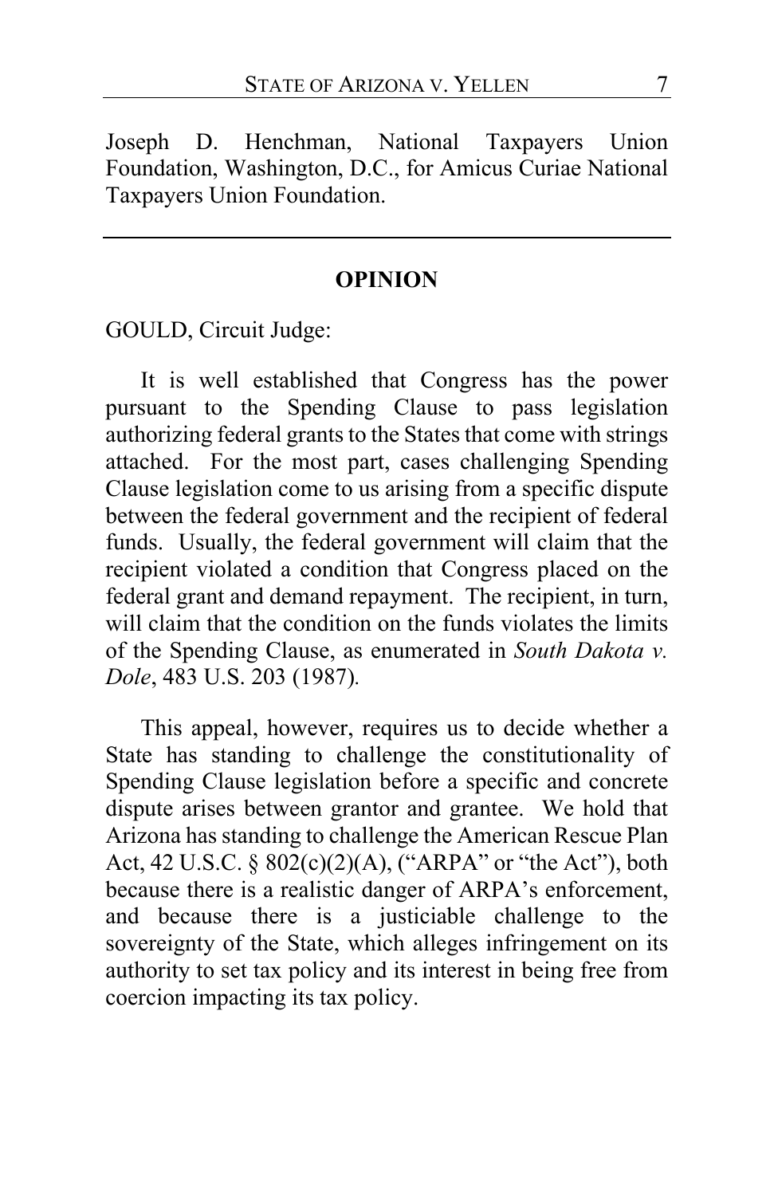Joseph D. Henchman, National Taxpayers Union Foundation, Washington, D.C., for Amicus Curiae National Taxpayers Union Foundation.

---

## OPINION

GOULD, Circuit Judge:

It is well established that Congress has the power pursuant to the Spending Clause to pass legislation authorizing federal grants to the States that come with strings attached. For the most part, cases challenging Spending Clause legislation come to us arising from a specific dispute between the federal government and the recipient of federal funds. Usually, the federal government will claim that the recipient violated a condition that Congress placed on the federal grant and demand repayment. The recipient, in turn, will claim that the condition on the funds violates the limits of the Spending Clause, as enumerated in *South Dakota v. Dole*, 483 U.S. 203 (1987).

This appeal, however, requires us to decide whether a State has standing to challenge the constitutionality of Spending Clause legislation before a specific and concrete dispute arises between grantor and grantee. We hold that Arizona has standing to challenge the American Rescue Plan Act, 42 U.S.C. § 802(c)(2)(A), ("ARPA" or "the Act"), both because there is a realistic danger of ARPA's enforcement, and because there is a justiciable challenge to the sovereignty of the State, which alleges infringement on its authority to set tax policy and its interest in being free from coercion impacting its tax policy.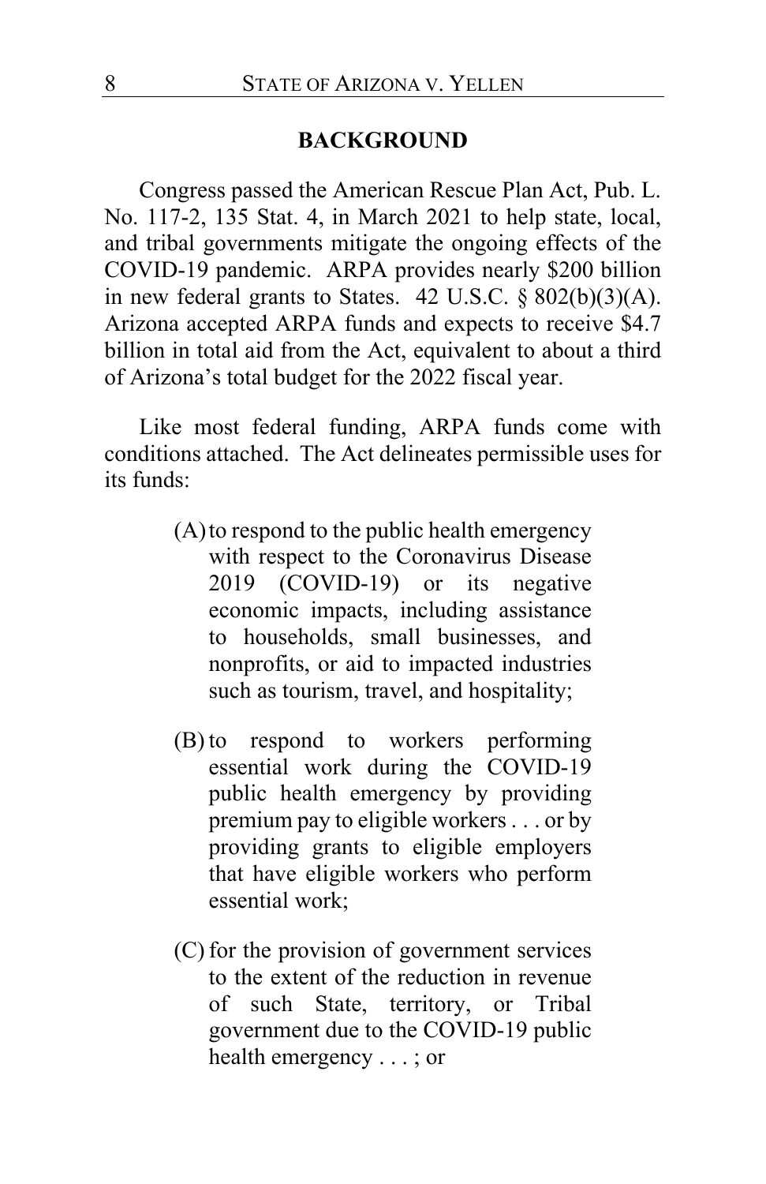## BACKGROUND

Congress passed the American Rescue Plan Act, Pub. L. No. 117-2, 135 Stat. 4, in March 2021 to help state, local, and tribal governments mitigate the ongoing effects of the COVID-19 pandemic. ARPA provides nearly $200 billion in new federal grants to States. 42 U.S.C. § 802(b)(3)(A). Arizona accepted ARPA funds and expects to receive $4.7 billion in total aid from the Act, equivalent to about a third of Arizona's total budget for the 2022 fiscal year.

Like most federal funding, ARPA funds come with conditions attached. The Act delineates permissible uses for its funds:

> (A) to respond to the public health emergency with respect to the Coronavirus Disease 2019 (COVID-19) or its negative economic impacts, including assistance to households, small businesses, and nonprofits, or aid to impacted industries such as tourism, travel, and hospitality;
>
> (B) to respond to workers performing essential work during the COVID-19 public health emergency by providing premium pay to eligible workers . . . or by providing grants to eligible employers that have eligible workers who perform essential work;
>
> (C) for the provision of government services to the extent of the reduction in revenue of such State, territory, or Tribal government due to the COVID-19 public health emergency . . . ; or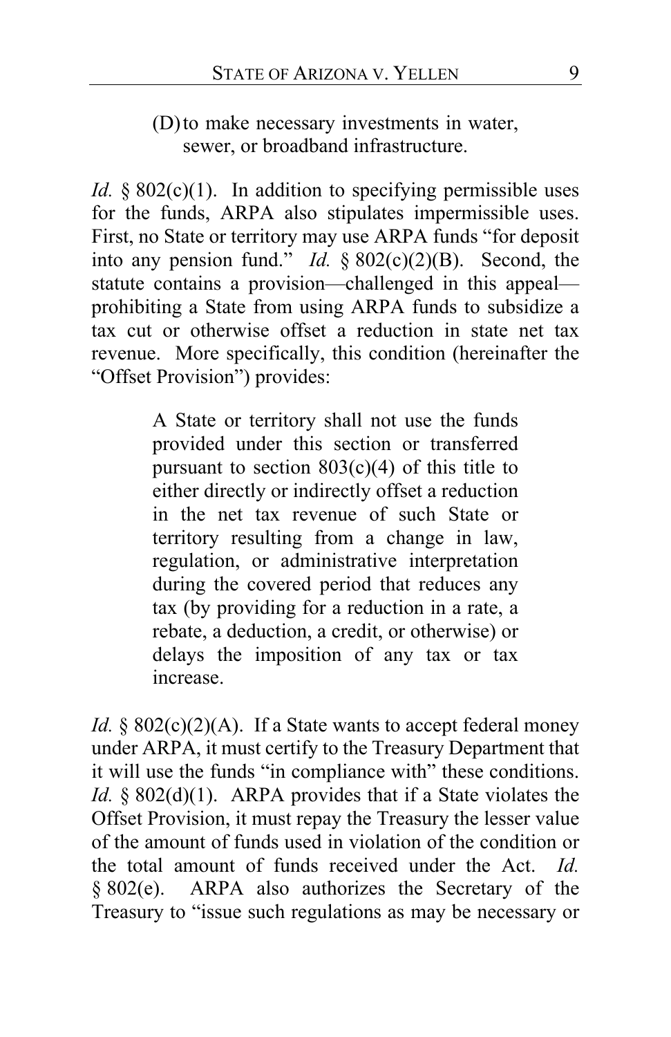> (D) to make necessary investments in water, sewer, or broadband infrastructure.

*Id.* § 802(c)(1). In addition to specifying permissible uses for the funds, ARPA also stipulates impermissible uses. First, no State or territory may use ARPA funds "for deposit into any pension fund." *Id.* § 802(c)(2)(B). Second, the statute contains a provision—challenged in this appeal—prohibiting a State from using ARPA funds to subsidize a tax cut or otherwise offset a reduction in state net tax revenue. More specifically, this condition (hereinafter the "Offset Provision") provides:

> A State or territory shall not use the funds provided under this section or transferred pursuant to section 803(c)(4) of this title to either directly or indirectly offset a reduction in the net tax revenue of such State or territory resulting from a change in law, regulation, or administrative interpretation during the covered period that reduces any tax (by providing for a reduction in a rate, a rebate, a deduction, a credit, or otherwise) or delays the imposition of any tax or tax increase.

*Id.* § 802(c)(2)(A). If a State wants to accept federal money under ARPA, it must certify to the Treasury Department that it will use the funds "in compliance with" these conditions. *Id.* § 802(d)(1). ARPA provides that if a State violates the Offset Provision, it must repay the Treasury the lesser value of the amount of funds used in violation of the condition or the total amount of funds received under the Act. *Id.* § 802(e). ARPA also authorizes the Secretary of the Treasury to "issue such regulations as may be necessary or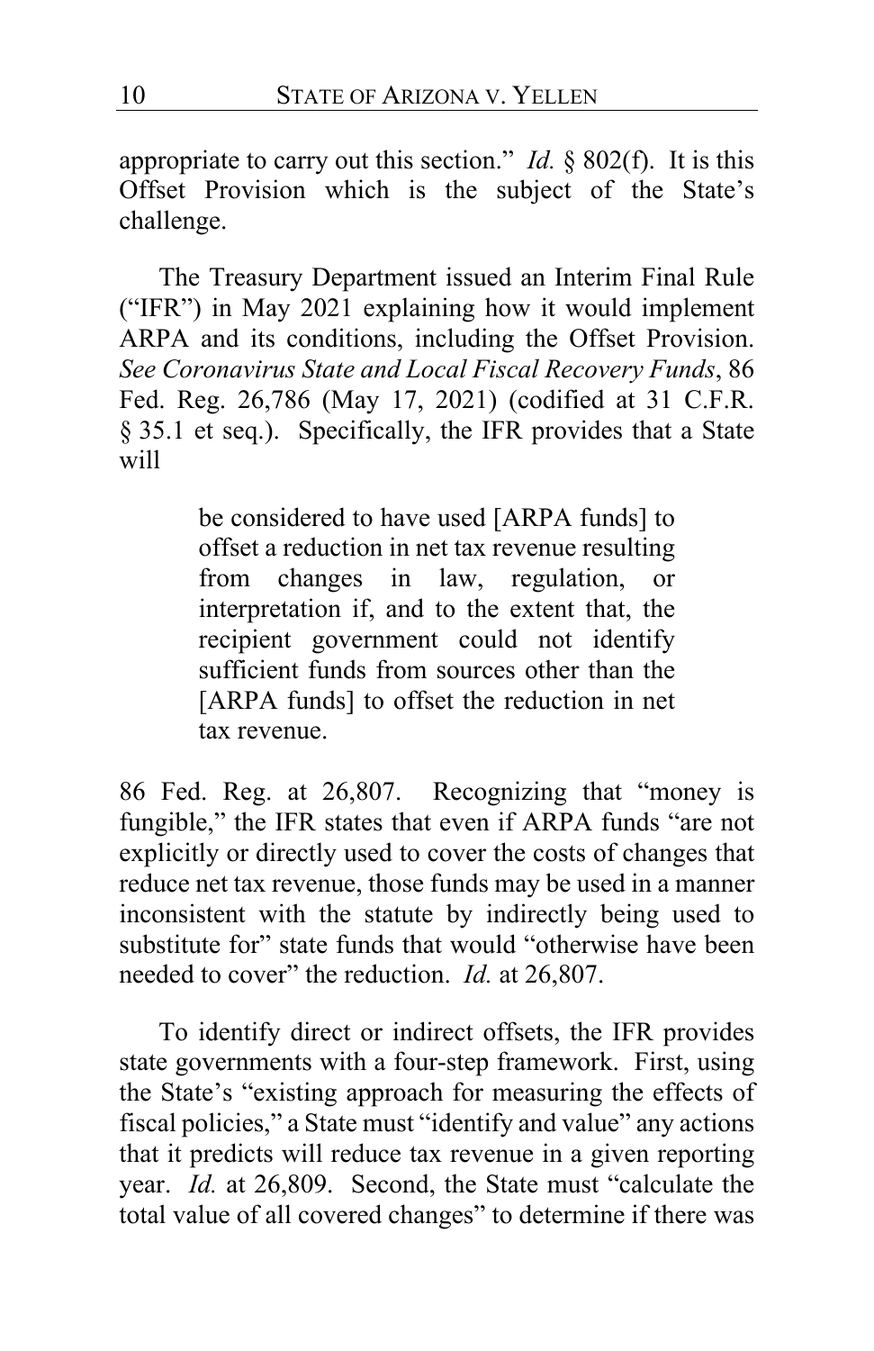appropriate to carry out this section." *Id.* § 802(f). It is this Offset Provision which is the subject of the State's challenge.

The Treasury Department issued an Interim Final Rule ("IFR") in May 2021 explaining how it would implement ARPA and its conditions, including the Offset Provision. *See Coronavirus State and Local Fiscal Recovery Funds*, 86 Fed. Reg. 26,786 (May 17, 2021) (codified at 31 C.F.R. § 35.1 et seq.). Specifically, the IFR provides that a State will

> be considered to have used [ARPA funds] to offset a reduction in net tax revenue resulting from changes in law, regulation, or interpretation if, and to the extent that, the recipient government could not identify sufficient funds from sources other than the [ARPA funds] to offset the reduction in net tax revenue.

86 Fed. Reg. at 26,807. Recognizing that "money is fungible," the IFR states that even if ARPA funds "are not explicitly or directly used to cover the costs of changes that reduce net tax revenue, those funds may be used in a manner inconsistent with the statute by indirectly being used to substitute for" state funds that would "otherwise have been needed to cover" the reduction. *Id.* at 26,807.

To identify direct or indirect offsets, the IFR provides state governments with a four-step framework. First, using the State's "existing approach for measuring the effects of fiscal policies," a State must "identify and value" any actions that it predicts will reduce tax revenue in a given reporting year. *Id.* at 26,809. Second, the State must "calculate the total value of all covered changes" to determine if there was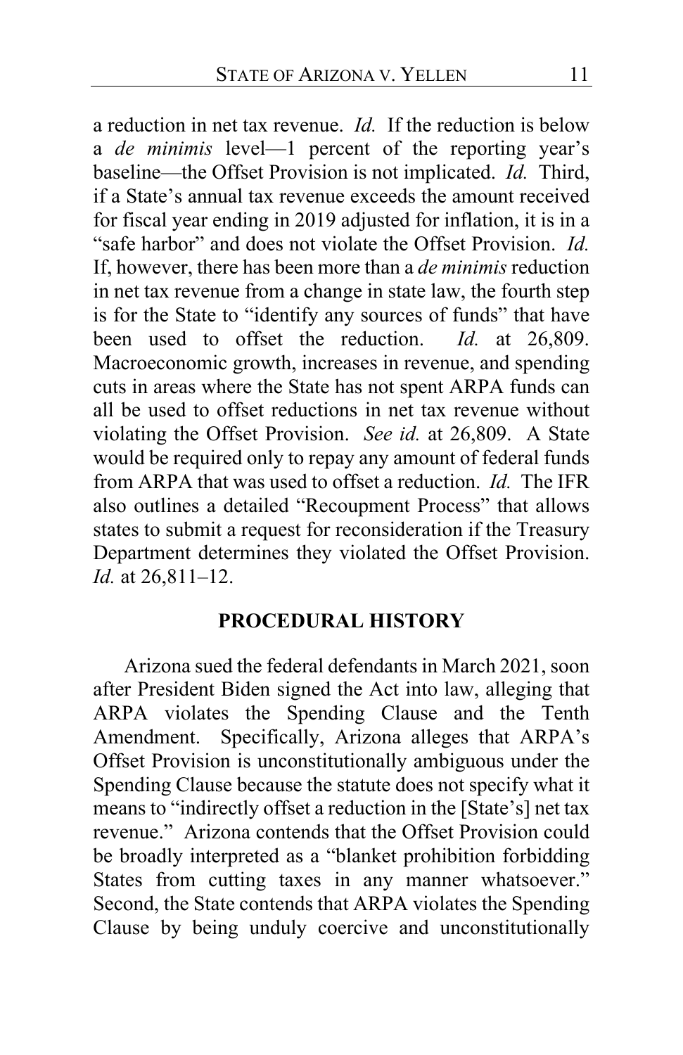a reduction in net tax revenue. *Id.* If the reduction is below a *de minimis* level—1 percent of the reporting year's baseline—the Offset Provision is not implicated. *Id.* Third, if a State's annual tax revenue exceeds the amount received for fiscal year ending in 2019 adjusted for inflation, it is in a "safe harbor" and does not violate the Offset Provision. *Id.* If, however, there has been more than a *de minimis* reduction in net tax revenue from a change in state law, the fourth step is for the State to "identify any sources of funds" that have been used to offset the reduction. *Id.* at 26,809. Macroeconomic growth, increases in revenue, and spending cuts in areas where the State has not spent ARPA funds can all be used to offset reductions in net tax revenue without violating the Offset Provision. *See id.* at 26,809. A State would be required only to repay any amount of federal funds from ARPA that was used to offset a reduction. *Id.* The IFR also outlines a detailed "Recoupment Process" that allows states to submit a request for reconsideration if the Treasury Department determines they violated the Offset Provision. *Id.* at 26,811–12.

## PROCEDURAL HISTORY

Arizona sued the federal defendants in March 2021, soon after President Biden signed the Act into law, alleging that ARPA violates the Spending Clause and the Tenth Amendment. Specifically, Arizona alleges that ARPA's Offset Provision is unconstitutionally ambiguous under the Spending Clause because the statute does not specify what it means to "indirectly offset a reduction in the [State's] net tax revenue." Arizona contends that the Offset Provision could be broadly interpreted as a "blanket prohibition forbidding States from cutting taxes in any manner whatsoever." Second, the State contends that ARPA violates the Spending Clause by being unduly coercive and unconstitutionally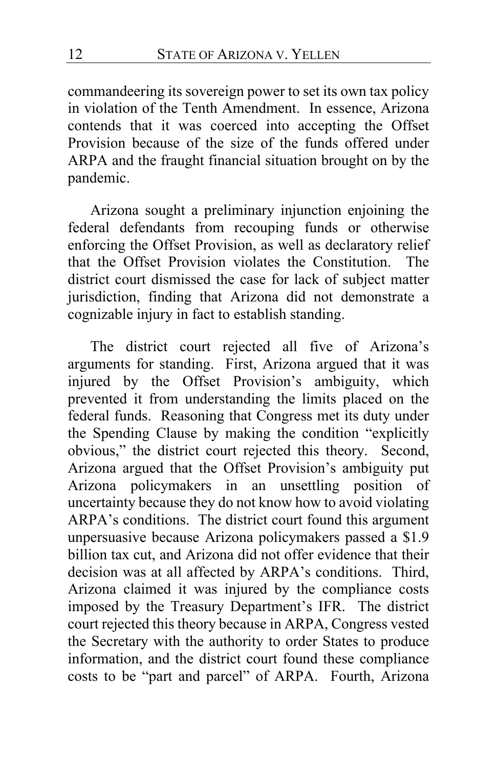commandeering its sovereign power to set its own tax policy in violation of the Tenth Amendment. In essence, Arizona contends that it was coerced into accepting the Offset Provision because of the size of the funds offered under ARPA and the fraught financial situation brought on by the pandemic.

Arizona sought a preliminary injunction enjoining the federal defendants from recouping funds or otherwise enforcing the Offset Provision, as well as declaratory relief that the Offset Provision violates the Constitution. The district court dismissed the case for lack of subject matter jurisdiction, finding that Arizona did not demonstrate a cognizable injury in fact to establish standing.

The district court rejected all five of Arizona's arguments for standing. First, Arizona argued that it was injured by the Offset Provision's ambiguity, which prevented it from understanding the limits placed on the federal funds. Reasoning that Congress met its duty under the Spending Clause by making the condition "explicitly obvious," the district court rejected this theory. Second, Arizona argued that the Offset Provision's ambiguity put Arizona policymakers in an unsettling position of uncertainty because they do not know how to avoid violating ARPA's conditions. The district court found this argument unpersuasive because Arizona policymakers passed a $1.9 billion tax cut, and Arizona did not offer evidence that their decision was at all affected by ARPA's conditions. Third, Arizona claimed it was injured by the compliance costs imposed by the Treasury Department's IFR. The district court rejected this theory because in ARPA, Congress vested the Secretary with the authority to order States to produce information, and the district court found these compliance costs to be "part and parcel" of ARPA. Fourth, Arizona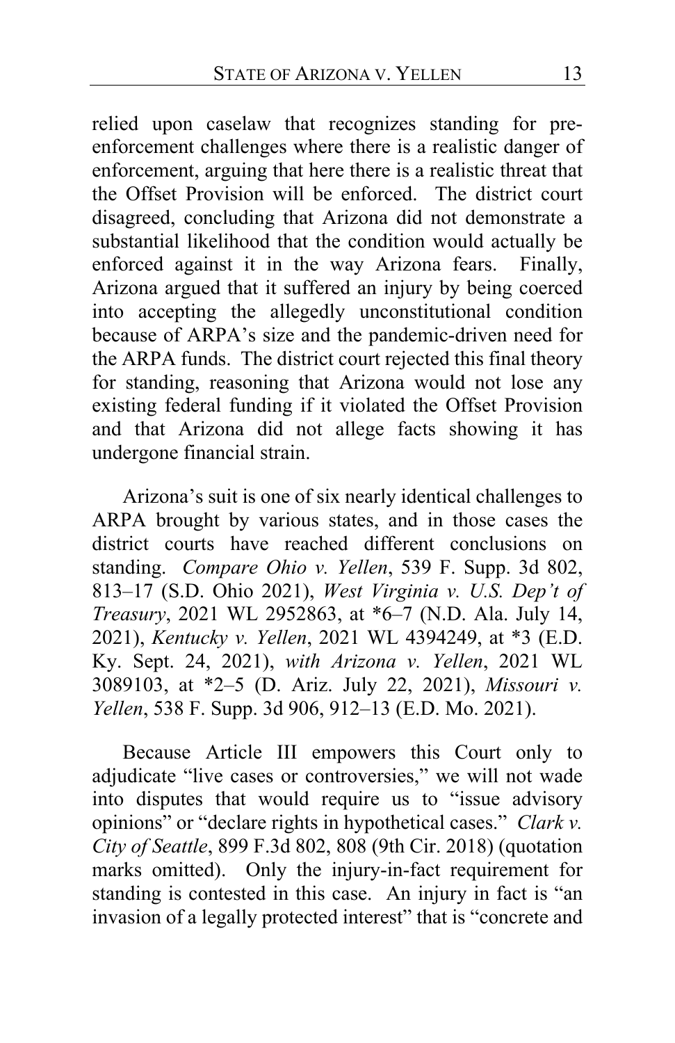relied upon caselaw that recognizes standing for pre-enforcement challenges where there is a realistic danger of enforcement, arguing that here there is a realistic threat that the Offset Provision will be enforced. The district court disagreed, concluding that Arizona did not demonstrate a substantial likelihood that the condition would actually be enforced against it in the way Arizona fears. Finally, Arizona argued that it suffered an injury by being coerced into accepting the allegedly unconstitutional condition because of ARPA's size and the pandemic-driven need for the ARPA funds. The district court rejected this final theory for standing, reasoning that Arizona would not lose any existing federal funding if it violated the Offset Provision and that Arizona did not allege facts showing it has undergone financial strain.

Arizona's suit is one of six nearly identical challenges to ARPA brought by various states, and in those cases the district courts have reached different conclusions on standing. *Compare Ohio v. Yellen*, 539 F. Supp. 3d 802, 813–17 (S.D. Ohio 2021), *West Virginia v. U.S. Dep't of Treasury*, 2021 WL 2952863, at *6–7 (N.D. Ala. July 14, 2021), *Kentucky v. Yellen*, 2021 WL 4394249, at *3 (E.D. Ky. Sept. 24, 2021), *with Arizona v. Yellen*, 2021 WL 3089103, at *2–5 (D. Ariz. July 22, 2021), *Missouri v. Yellen*, 538 F. Supp. 3d 906, 912–13 (E.D. Mo. 2021).

Because Article III empowers this Court only to adjudicate "live cases or controversies," we will not wade into disputes that would require us to "issue advisory opinions" or "declare rights in hypothetical cases." *Clark v. City of Seattle*, 899 F.3d 802, 808 (9th Cir. 2018) (quotation marks omitted). Only the injury-in-fact requirement for standing is contested in this case. An injury in fact is "an invasion of a legally protected interest" that is "concrete and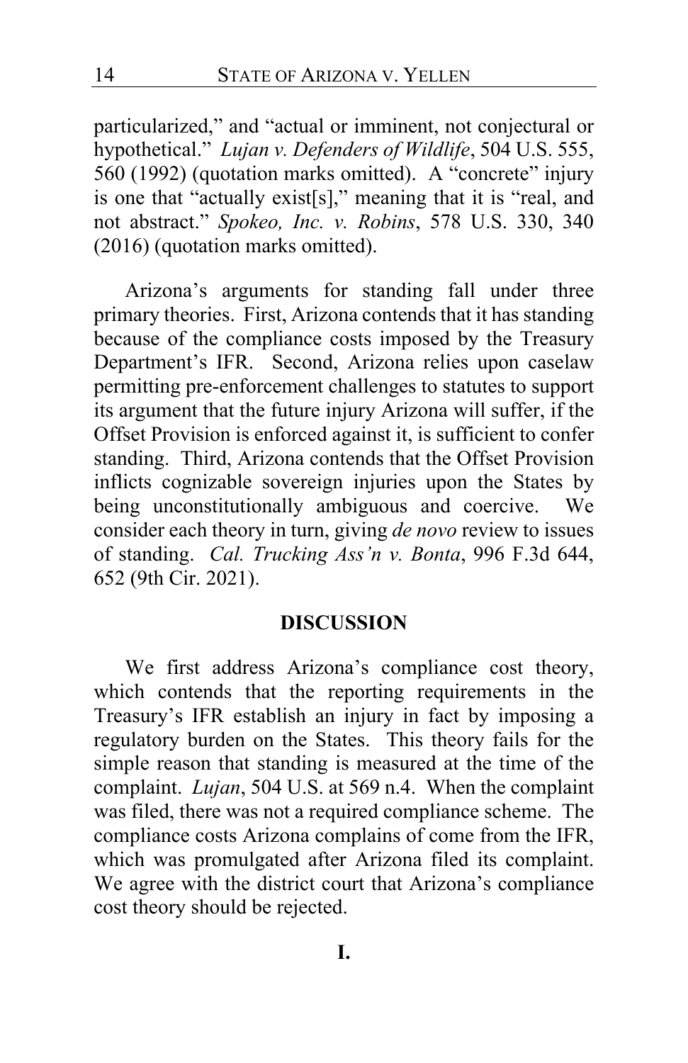particularized," and "actual or imminent, not conjectural or hypothetical." *Lujan v. Defenders of Wildlife*, 504 U.S. 555, 560 (1992) (quotation marks omitted). A "concrete" injury is one that "actually exist[s]," meaning that it is "real, and not abstract." *Spokeo, Inc. v. Robins*, 578 U.S. 330, 340 (2016) (quotation marks omitted).

Arizona's arguments for standing fall under three primary theories. First, Arizona contends that it has standing because of the compliance costs imposed by the Treasury Department's IFR. Second, Arizona relies upon caselaw permitting pre-enforcement challenges to statutes to support its argument that the future injury Arizona will suffer, if the Offset Provision is enforced against it, is sufficient to confer standing. Third, Arizona contends that the Offset Provision inflicts cognizable sovereign injuries upon the States by being unconstitutionally ambiguous and coercive. We consider each theory in turn, giving *de novo* review to issues of standing. *Cal. Trucking Ass'n v. Bonta*, 996 F.3d 644, 652 (9th Cir. 2021).

## DISCUSSION

We first address Arizona's compliance cost theory, which contends that the reporting requirements in the Treasury's IFR establish an injury in fact by imposing a regulatory burden on the States. This theory fails for the simple reason that standing is measured at the time of the complaint. *Lujan*, 504 U.S. at 569 n.4. When the complaint was filed, there was not a required compliance scheme. The compliance costs Arizona complains of come from the IFR, which was promulgated after Arizona filed its complaint. We agree with the district court that Arizona's compliance cost theory should be rejected.

### I.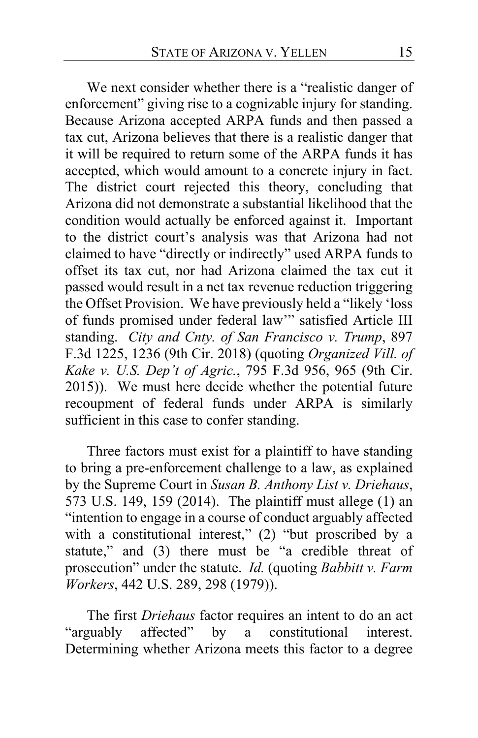We next consider whether there is a "realistic danger of enforcement" giving rise to a cognizable injury for standing. Because Arizona accepted ARPA funds and then passed a tax cut, Arizona believes that there is a realistic danger that it will be required to return some of the ARPA funds it has accepted, which would amount to a concrete injury in fact. The district court rejected this theory, concluding that Arizona did not demonstrate a substantial likelihood that the condition would actually be enforced against it. Important to the district court's analysis was that Arizona had not claimed to have "directly or indirectly" used ARPA funds to offset its tax cut, nor had Arizona claimed the tax cut it passed would result in a net tax revenue reduction triggering the Offset Provision. We have previously held a "likely 'loss of funds promised under federal law'" satisfied Article III standing. *City and Cnty. of San Francisco v. Trump*, 897 F.3d 1225, 1236 (9th Cir. 2018) (quoting *Organized Vill. of Kake v. U.S. Dep't of Agric.*, 795 F.3d 956, 965 (9th Cir. 2015)). We must here decide whether the potential future recoupment of federal funds under ARPA is similarly sufficient in this case to confer standing.

Three factors must exist for a plaintiff to have standing to bring a pre-enforcement challenge to a law, as explained by the Supreme Court in *Susan B. Anthony List v. Driehaus*, 573 U.S. 149, 159 (2014). The plaintiff must allege (1) an "intention to engage in a course of conduct arguably affected with a constitutional interest," (2) "but proscribed by a statute," and (3) there must be "a credible threat of prosecution" under the statute. *Id.* (quoting *Babbitt v. Farm Workers*, 442 U.S. 289, 298 (1979)).

The first *Driehaus* factor requires an intent to do an act "arguably affected" by a constitutional interest. Determining whether Arizona meets this factor to a degree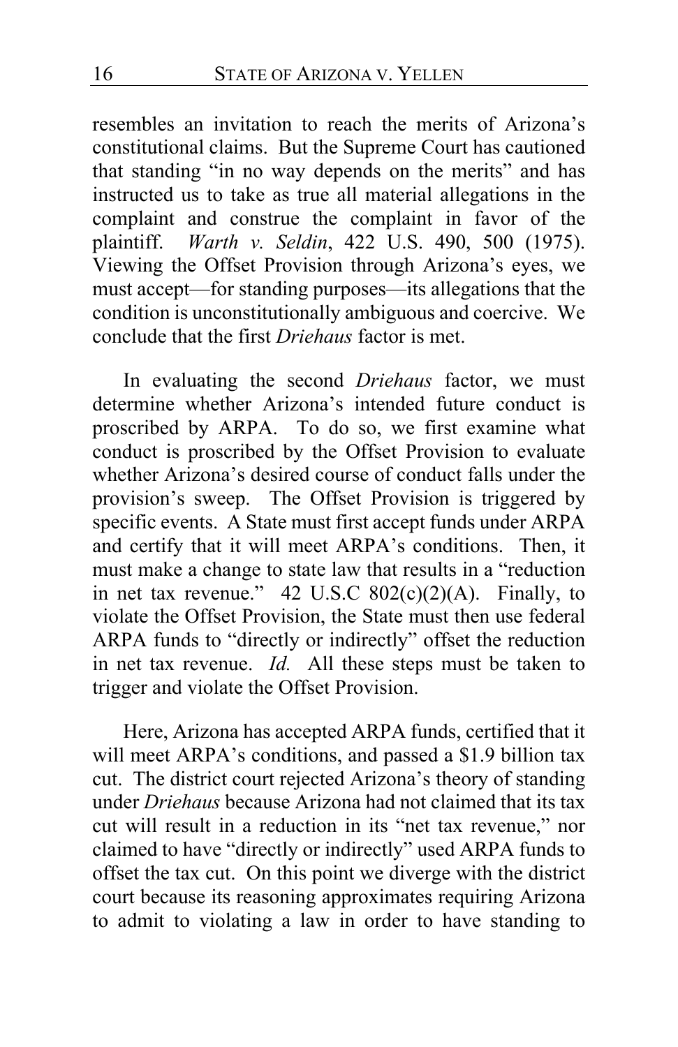resembles an invitation to reach the merits of Arizona's constitutional claims. But the Supreme Court has cautioned that standing "in no way depends on the merits" and has instructed us to take as true all material allegations in the complaint and construe the complaint in favor of the plaintiff. *Warth v. Seldin*, 422 U.S. 490, 500 (1975). Viewing the Offset Provision through Arizona's eyes, we must accept—for standing purposes—its allegations that the condition is unconstitutionally ambiguous and coercive. We conclude that the first *Driehaus* factor is met.

In evaluating the second *Driehaus* factor, we must determine whether Arizona's intended future conduct is proscribed by ARPA. To do so, we first examine what conduct is proscribed by the Offset Provision to evaluate whether Arizona's desired course of conduct falls under the provision's sweep. The Offset Provision is triggered by specific events. A State must first accept funds under ARPA and certify that it will meet ARPA's conditions. Then, it must make a change to state law that results in a "reduction in net tax revenue." 42 U.S.C 802(c)(2)(A). Finally, to violate the Offset Provision, the State must then use federal ARPA funds to "directly or indirectly" offset the reduction in net tax revenue. *Id.* All these steps must be taken to trigger and violate the Offset Provision.

Here, Arizona has accepted ARPA funds, certified that it will meet ARPA's conditions, and passed a $1.9 billion tax cut. The district court rejected Arizona's theory of standing under *Driehaus* because Arizona had not claimed that its tax cut will result in a reduction in its "net tax revenue," nor claimed to have "directly or indirectly" used ARPA funds to offset the tax cut. On this point we diverge with the district court because its reasoning approximates requiring Arizona to admit to violating a law in order to have standing to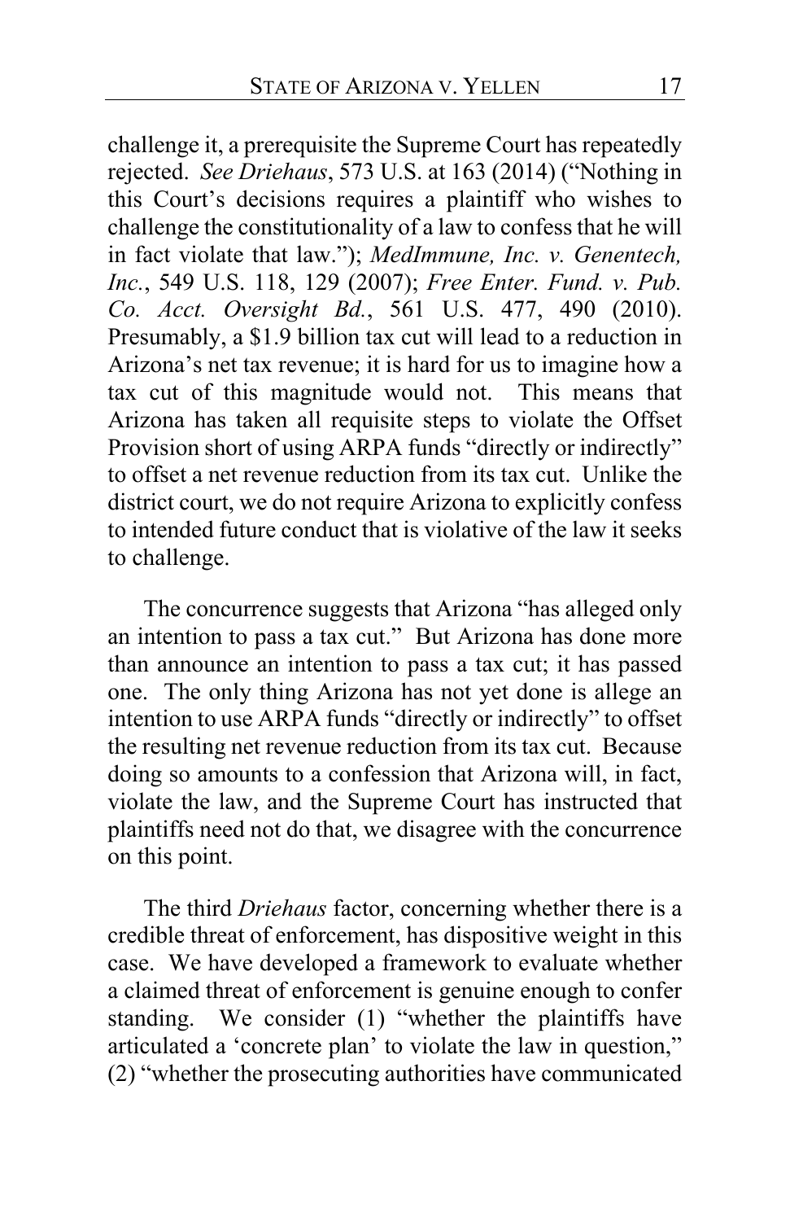challenge it, a prerequisite the Supreme Court has repeatedly rejected. *See Driehaus*, 573 U.S. at 163 (2014) ("Nothing in this Court's decisions requires a plaintiff who wishes to challenge the constitutionality of a law to confess that he will in fact violate that law."); *MedImmune, Inc. v. Genentech, Inc.*, 549 U.S. 118, 129 (2007); *Free Enter. Fund. v. Pub. Co. Acct. Oversight Bd.*, 561 U.S. 477, 490 (2010). Presumably, a $1.9 billion tax cut will lead to a reduction in Arizona's net tax revenue; it is hard for us to imagine how a tax cut of this magnitude would not. This means that Arizona has taken all requisite steps to violate the Offset Provision short of using ARPA funds "directly or indirectly" to offset a net revenue reduction from its tax cut. Unlike the district court, we do not require Arizona to explicitly confess to intended future conduct that is violative of the law it seeks to challenge.

The concurrence suggests that Arizona "has alleged only an intention to pass a tax cut." But Arizona has done more than announce an intention to pass a tax cut; it has passed one. The only thing Arizona has not yet done is allege an intention to use ARPA funds "directly or indirectly" to offset the resulting net revenue reduction from its tax cut. Because doing so amounts to a confession that Arizona will, in fact, violate the law, and the Supreme Court has instructed that plaintiffs need not do that, we disagree with the concurrence on this point.

The third *Driehaus* factor, concerning whether there is a credible threat of enforcement, has dispositive weight in this case. We have developed a framework to evaluate whether a claimed threat of enforcement is genuine enough to confer standing. We consider (1) "whether the plaintiffs have articulated a 'concrete plan' to violate the law in question," (2) "whether the prosecuting authorities have communicated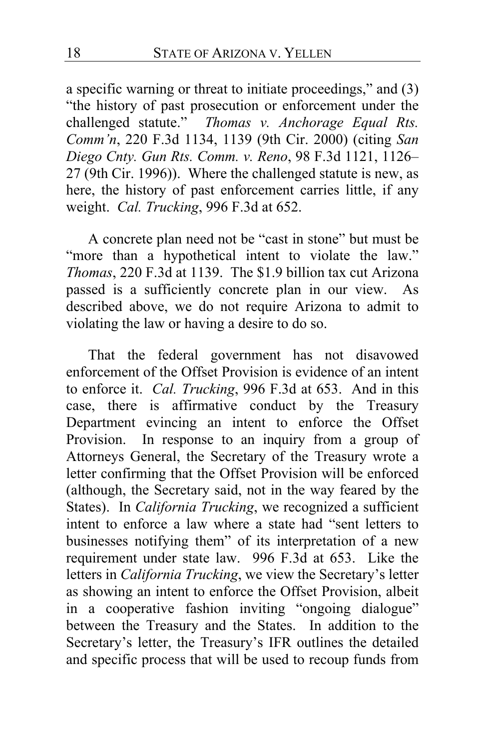a specific warning or threat to initiate proceedings," and (3) "the history of past prosecution or enforcement under the challenged statute." *Thomas v. Anchorage Equal Rts. Comm'n*, 220 F.3d 1134, 1139 (9th Cir. 2000) (citing *San Diego Cnty. Gun Rts. Comm. v. Reno*, 98 F.3d 1121, 1126–27 (9th Cir. 1996)). Where the challenged statute is new, as here, the history of past enforcement carries little, if any weight. *Cal. Trucking*, 996 F.3d at 652.

A concrete plan need not be "cast in stone" but must be "more than a hypothetical intent to violate the law." *Thomas*, 220 F.3d at 1139. The $1.9 billion tax cut Arizona passed is a sufficiently concrete plan in our view. As described above, we do not require Arizona to admit to violating the law or having a desire to do so.

That the federal government has not disavowed enforcement of the Offset Provision is evidence of an intent to enforce it. *Cal. Trucking*, 996 F.3d at 653. And in this case, there is affirmative conduct by the Treasury Department evincing an intent to enforce the Offset Provision. In response to an inquiry from a group of Attorneys General, the Secretary of the Treasury wrote a letter confirming that the Offset Provision will be enforced (although, the Secretary said, not in the way feared by the States). In *California Trucking*, we recognized a sufficient intent to enforce a law where a state had "sent letters to businesses notifying them" of its interpretation of a new requirement under state law. 996 F.3d at 653. Like the letters in *California Trucking*, we view the Secretary's letter as showing an intent to enforce the Offset Provision, albeit in a cooperative fashion inviting "ongoing dialogue" between the Treasury and the States. In addition to the Secretary's letter, the Treasury's IFR outlines the detailed and specific process that will be used to recoup funds from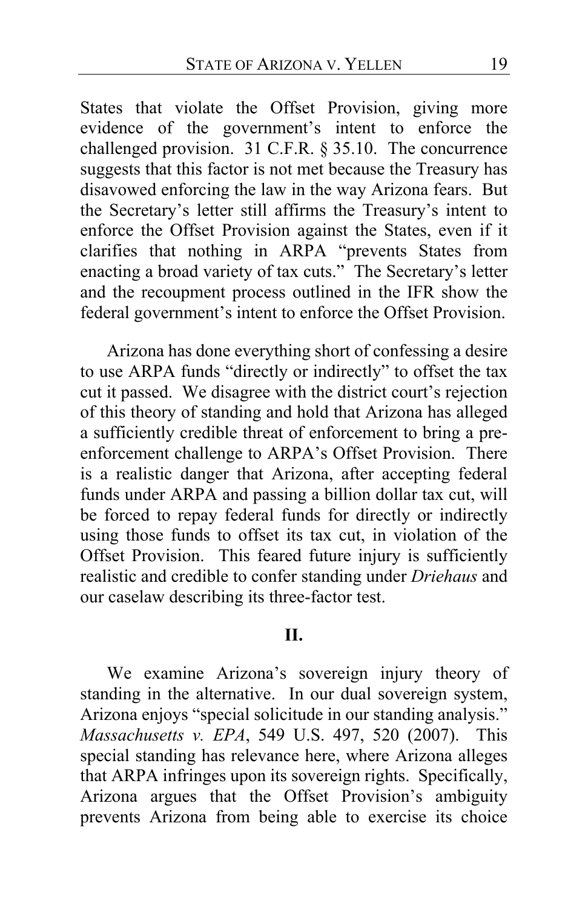States that violate the Offset Provision, giving more evidence of the government's intent to enforce the challenged provision. 31 C.F.R. § 35.10. The concurrence suggests that this factor is not met because the Treasury has disavowed enforcing the law in the way Arizona fears. But the Secretary's letter still affirms the Treasury's intent to enforce the Offset Provision against the States, even if it clarifies that nothing in ARPA "prevents States from enacting a broad variety of tax cuts." The Secretary's letter and the recoupment process outlined in the IFR show the federal government's intent to enforce the Offset Provision.

Arizona has done everything short of confessing a desire to use ARPA funds "directly or indirectly" to offset the tax cut it passed. We disagree with the district court's rejection of this theory of standing and hold that Arizona has alleged a sufficiently credible threat of enforcement to bring a pre-enforcement challenge to ARPA's Offset Provision. There is a realistic danger that Arizona, after accepting federal funds under ARPA and passing a billion dollar tax cut, will be forced to repay federal funds for directly or indirectly using those funds to offset its tax cut, in violation of the Offset Provision. This feared future injury is sufficiently realistic and credible to confer standing under *Driehaus* and our caselaw describing its three-factor test.

## II.

We examine Arizona's sovereign injury theory of standing in the alternative. In our dual sovereign system, Arizona enjoys "special solicitude in our standing analysis." *Massachusetts v. EPA*, 549 U.S. 497, 520 (2007). This special standing has relevance here, where Arizona alleges that ARPA infringes upon its sovereign rights. Specifically, Arizona argues that the Offset Provision's ambiguity prevents Arizona from being able to exercise its choice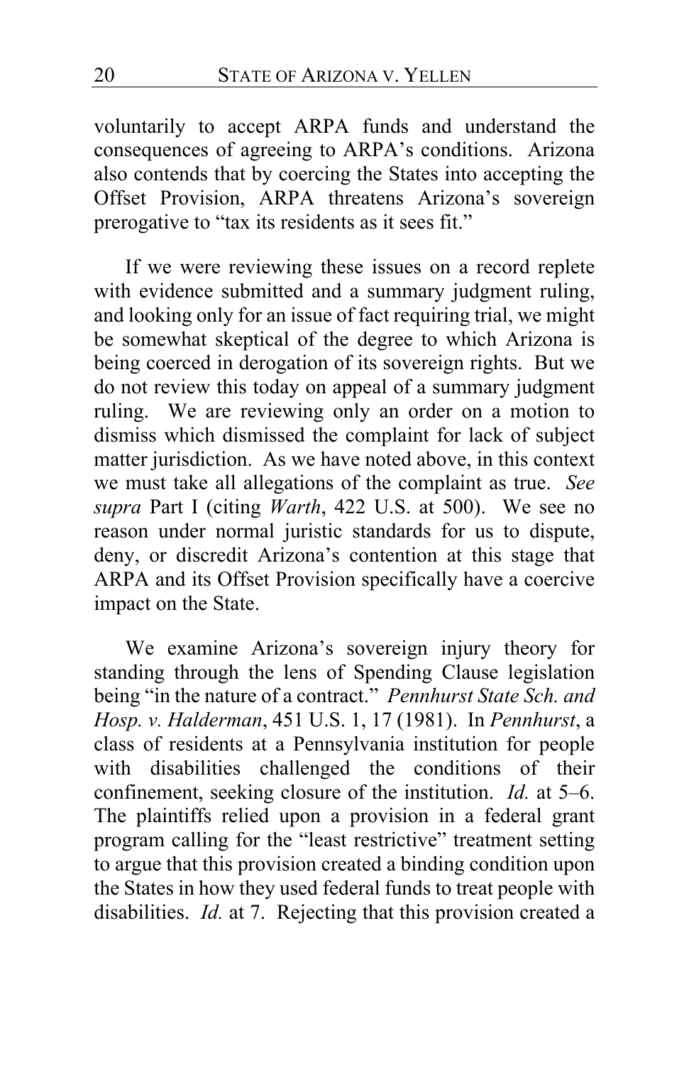voluntarily to accept ARPA funds and understand the consequences of agreeing to ARPA's conditions. Arizona also contends that by coercing the States into accepting the Offset Provision, ARPA threatens Arizona's sovereign prerogative to "tax its residents as it sees fit."

If we were reviewing these issues on a record replete with evidence submitted and a summary judgment ruling, and looking only for an issue of fact requiring trial, we might be somewhat skeptical of the degree to which Arizona is being coerced in derogation of its sovereign rights. But we do not review this today on appeal of a summary judgment ruling. We are reviewing only an order on a motion to dismiss which dismissed the complaint for lack of subject matter jurisdiction. As we have noted above, in this context we must take all allegations of the complaint as true. *See supra* Part I (citing *Warth*, 422 U.S. at 500). We see no reason under normal juristic standards for us to dispute, deny, or discredit Arizona's contention at this stage that ARPA and its Offset Provision specifically have a coercive impact on the State.

We examine Arizona's sovereign injury theory for standing through the lens of Spending Clause legislation being "in the nature of a contract." *Pennhurst State Sch. and Hosp. v. Halderman*, 451 U.S. 1, 17 (1981). In *Pennhurst*, a class of residents at a Pennsylvania institution for people with disabilities challenged the conditions of their confinement, seeking closure of the institution. *Id.* at 5–6. The plaintiffs relied upon a provision in a federal grant program calling for the "least restrictive" treatment setting to argue that this provision created a binding condition upon the States in how they used federal funds to treat people with disabilities. *Id.* at 7. Rejecting that this provision created a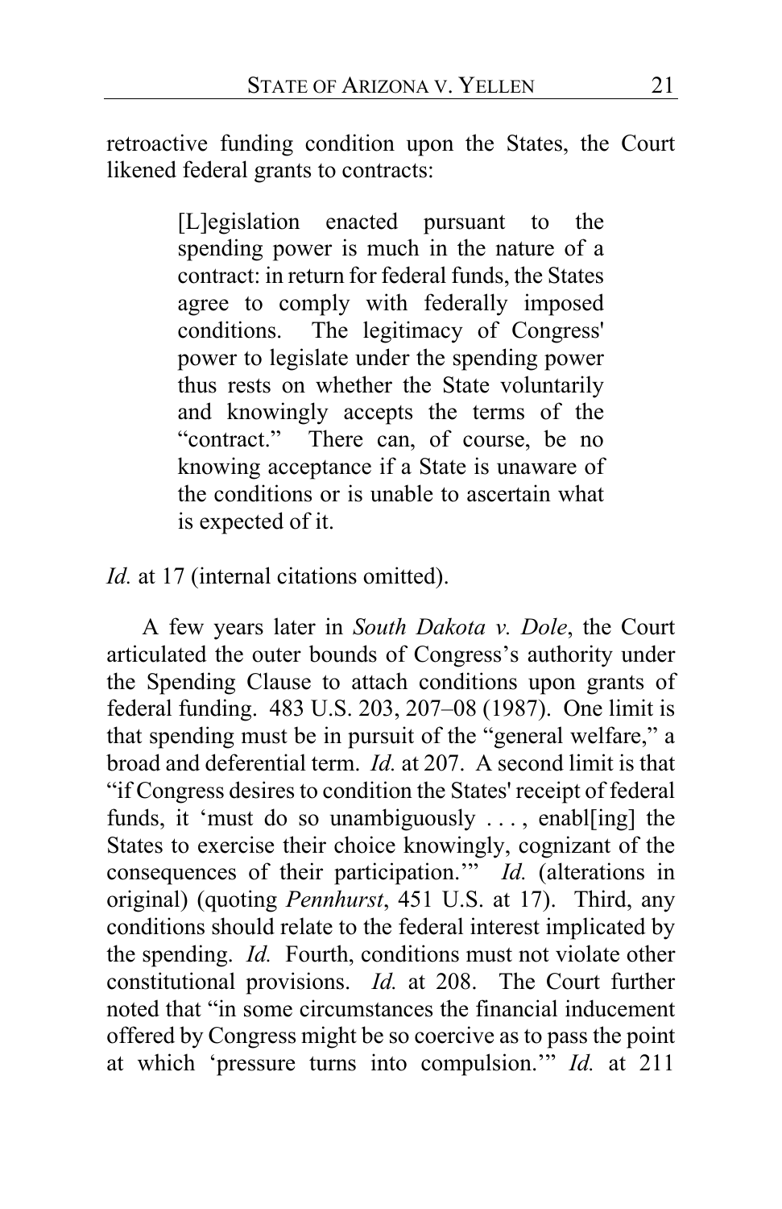retroactive funding condition upon the States, the Court likened federal grants to contracts:

> [L]egislation enacted pursuant to the spending power is much in the nature of a contract: in return for federal funds, the States agree to comply with federally imposed conditions. The legitimacy of Congress' power to legislate under the spending power thus rests on whether the State voluntarily and knowingly accepts the terms of the "contract." There can, of course, be no knowing acceptance if a State is unaware of the conditions or is unable to ascertain what is expected of it.

*Id.* at 17 (internal citations omitted).

A few years later in *South Dakota v. Dole*, the Court articulated the outer bounds of Congress's authority under the Spending Clause to attach conditions upon grants of federal funding. 483 U.S. 203, 207–08 (1987). One limit is that spending must be in pursuit of the "general welfare," a broad and deferential term. *Id.* at 207. A second limit is that "if Congress desires to condition the States' receipt of federal funds, it 'must do so unambiguously . . . , enabl[ing] the States to exercise their choice knowingly, cognizant of the consequences of their participation.'" *Id.* (alterations in original) (quoting *Pennhurst*, 451 U.S. at 17). Third, any conditions should relate to the federal interest implicated by the spending. *Id.* Fourth, conditions must not violate other constitutional provisions. *Id.* at 208. The Court further noted that "in some circumstances the financial inducement offered by Congress might be so coercive as to pass the point at which 'pressure turns into compulsion.'" *Id.* at 211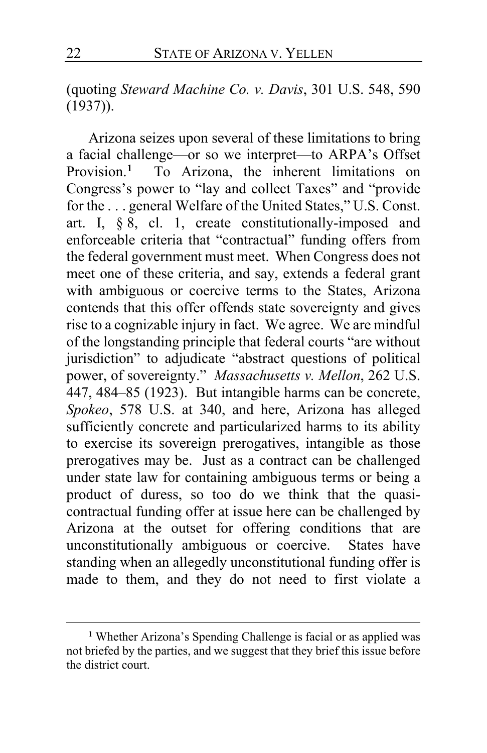(quoting *Steward Machine Co. v. Davis*, 301 U.S. 548, 590 (1937)).

Arizona seizes upon several of these limitations to bring a facial challenge—or so we interpret—to ARPA's Offset Provision.[1] To Arizona, the inherent limitations on Congress's power to "lay and collect Taxes" and "provide for the . . . general Welfare of the United States," U.S. Const. art. I, § 8, cl. 1, create constitutionally-imposed and enforceable criteria that "contractual" funding offers from the federal government must meet. When Congress does not meet one of these criteria, and say, extends a federal grant with ambiguous or coercive terms to the States, Arizona contends that this offer offends state sovereignty and gives rise to a cognizable injury in fact. We agree. We are mindful of the longstanding principle that federal courts "are without jurisdiction" to adjudicate "abstract questions of political power, of sovereignty." *Massachusetts v. Mellon*, 262 U.S. 447, 484–85 (1923). But intangible harms can be concrete, *Spokeo*, 578 U.S. at 340, and here, Arizona has alleged sufficiently concrete and particularized harms to its ability to exercise its sovereign prerogatives, intangible as those prerogatives may be. Just as a contract can be challenged under state law for containing ambiguous terms or being a product of duress, so too do we think that the quasi-contractual funding offer at issue here can be challenged by Arizona at the outset for offering conditions that are unconstitutionally ambiguous or coercive. States have standing when an allegedly unconstitutional funding offer is made to them, and they do not need to first violate a

---

[1] Whether Arizona's Spending Challenge is facial or as applied was not briefed by the parties, and we suggest that they brief this issue before the district court.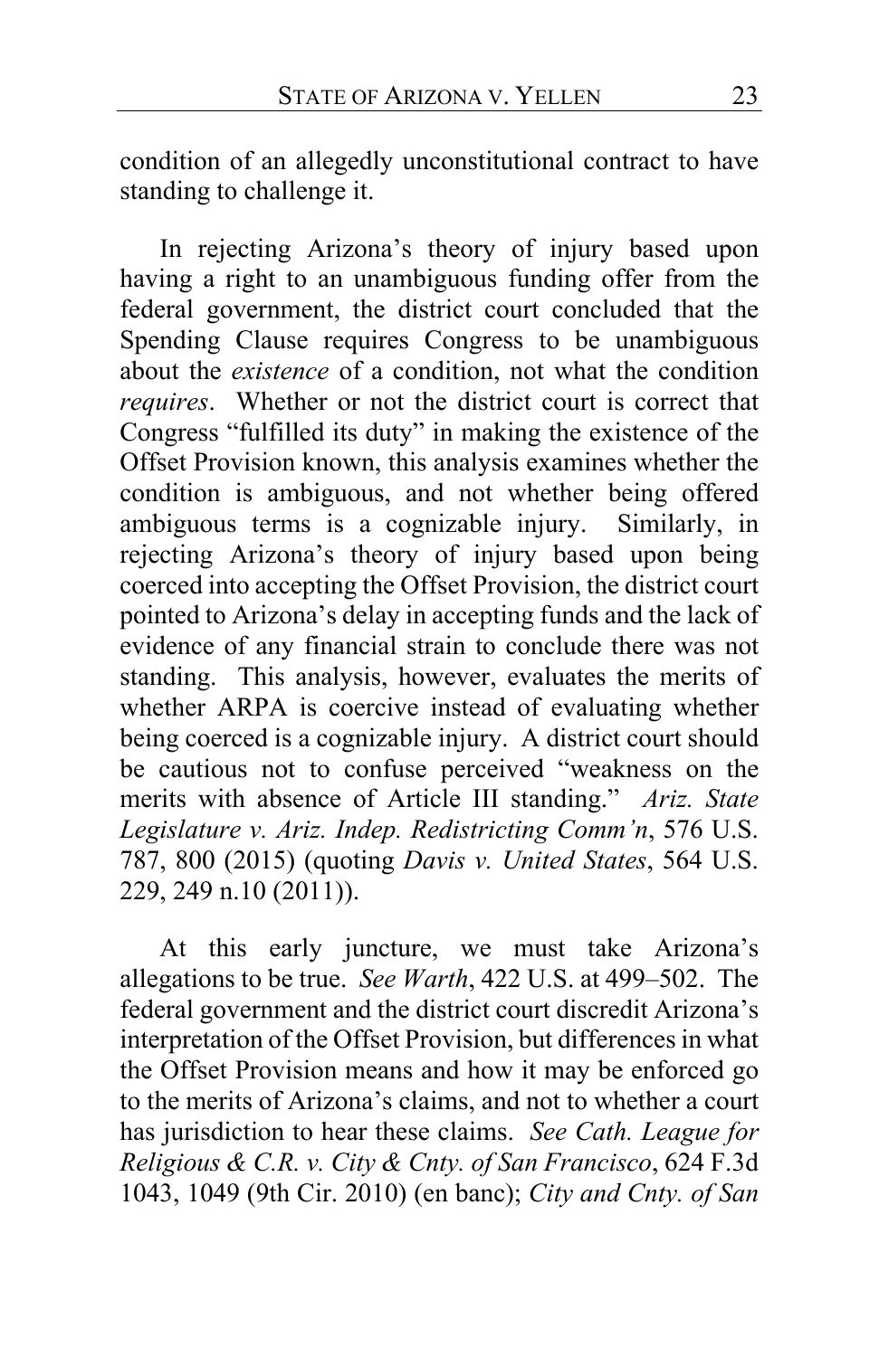condition of an allegedly unconstitutional contract to have standing to challenge it.

In rejecting Arizona's theory of injury based upon having a right to an unambiguous funding offer from the federal government, the district court concluded that the Spending Clause requires Congress to be unambiguous about the *existence* of a condition, not what the condition *requires*. Whether or not the district court is correct that Congress "fulfilled its duty" in making the existence of the Offset Provision known, this analysis examines whether the condition is ambiguous, and not whether being offered ambiguous terms is a cognizable injury. Similarly, in rejecting Arizona's theory of injury based upon being coerced into accepting the Offset Provision, the district court pointed to Arizona's delay in accepting funds and the lack of evidence of any financial strain to conclude there was not standing. This analysis, however, evaluates the merits of whether ARPA is coercive instead of evaluating whether being coerced is a cognizable injury. A district court should be cautious not to confuse perceived "weakness on the merits with absence of Article III standing." *Ariz. State Legislature v. Ariz. Indep. Redistricting Comm'n*, 576 U.S. 787, 800 (2015) (quoting *Davis v. United States*, 564 U.S. 229, 249 n.10 (2011)).

At this early juncture, we must take Arizona's allegations to be true. *See Warth*, 422 U.S. at 499–502. The federal government and the district court discredit Arizona's interpretation of the Offset Provision, but differences in what the Offset Provision means and how it may be enforced go to the merits of Arizona's claims, and not to whether a court has jurisdiction to hear these claims. *See Cath. League for Religious & C.R. v. City & Cnty. of San Francisco*, 624 F.3d 1043, 1049 (9th Cir. 2010) (en banc); *City and Cnty. of San*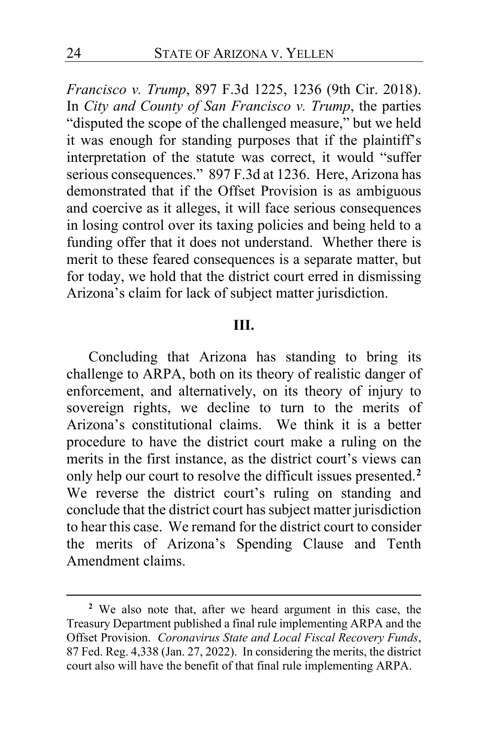*Francisco v. Trump*, 897 F.3d 1225, 1236 (9th Cir. 2018). In *City and County of San Francisco v. Trump*, the parties "disputed the scope of the challenged measure," but we held it was enough for standing purposes that if the plaintiff's interpretation of the statute was correct, it would "suffer serious consequences." 897 F.3d at 1236. Here, Arizona has demonstrated that if the Offset Provision is as ambiguous and coercive as it alleges, it will face serious consequences in losing control over its taxing policies and being held to a funding offer that it does not understand. Whether there is merit to these feared consequences is a separate matter, but for today, we hold that the district court erred in dismissing Arizona's claim for lack of subject matter jurisdiction.

## III.

Concluding that Arizona has standing to bring its challenge to ARPA, both on its theory of realistic danger of enforcement, and alternatively, on its theory of injury to sovereign rights, we decline to turn to the merits of Arizona's constitutional claims. We think it is a better procedure to have the district court make a ruling on the merits in the first instance, as the district court's views can only help our court to resolve the difficult issues presented.[2] We reverse the district court's ruling on standing and conclude that the district court has subject matter jurisdiction to hear this case. We remand for the district court to consider the merits of Arizona's Spending Clause and Tenth Amendment claims.

---

[2] We also note that, after we heard argument in this case, the Treasury Department published a final rule implementing ARPA and the Offset Provision. *Coronavirus State and Local Fiscal Recovery Funds*, 87 Fed. Reg. 4,338 (Jan. 27, 2022). In considering the merits, the district court also will have the benefit of that final rule implementing ARPA.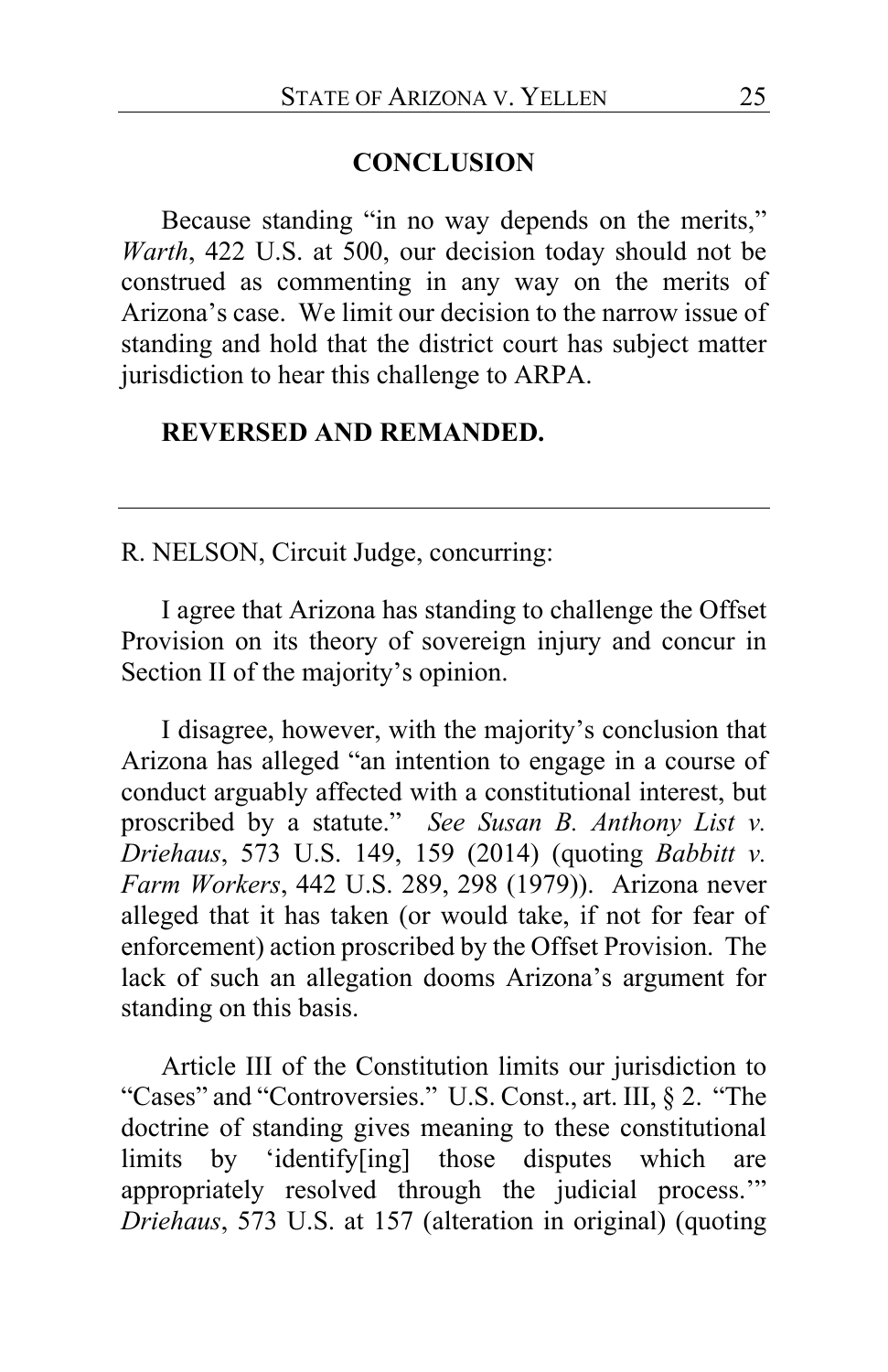## CONCLUSION

Because standing "in no way depends on the merits," *Warth*, 422 U.S. at 500, our decision today should not be construed as commenting in any way on the merits of Arizona's case. We limit our decision to the narrow issue of standing and hold that the district court has subject matter jurisdiction to hear this challenge to ARPA.

**REVERSED AND REMANDED.**

---

R. NELSON, Circuit Judge, concurring:

I agree that Arizona has standing to challenge the Offset Provision on its theory of sovereign injury and concur in Section II of the majority's opinion.

I disagree, however, with the majority's conclusion that Arizona has alleged "an intention to engage in a course of conduct arguably affected with a constitutional interest, but proscribed by a statute." *See Susan B. Anthony List v. Driehaus*, 573 U.S. 149, 159 (2014) (quoting *Babbitt v. Farm Workers*, 442 U.S. 289, 298 (1979)). Arizona never alleged that it has taken (or would take, if not for fear of enforcement) action proscribed by the Offset Provision. The lack of such an allegation dooms Arizona's argument for standing on this basis.

Article III of the Constitution limits our jurisdiction to "Cases" and "Controversies." U.S. Const., art. III, § 2. "The doctrine of standing gives meaning to these constitutional limits by 'identify[ing] those disputes which are appropriately resolved through the judicial process.'" *Driehaus*, 573 U.S. at 157 (alteration in original) (quoting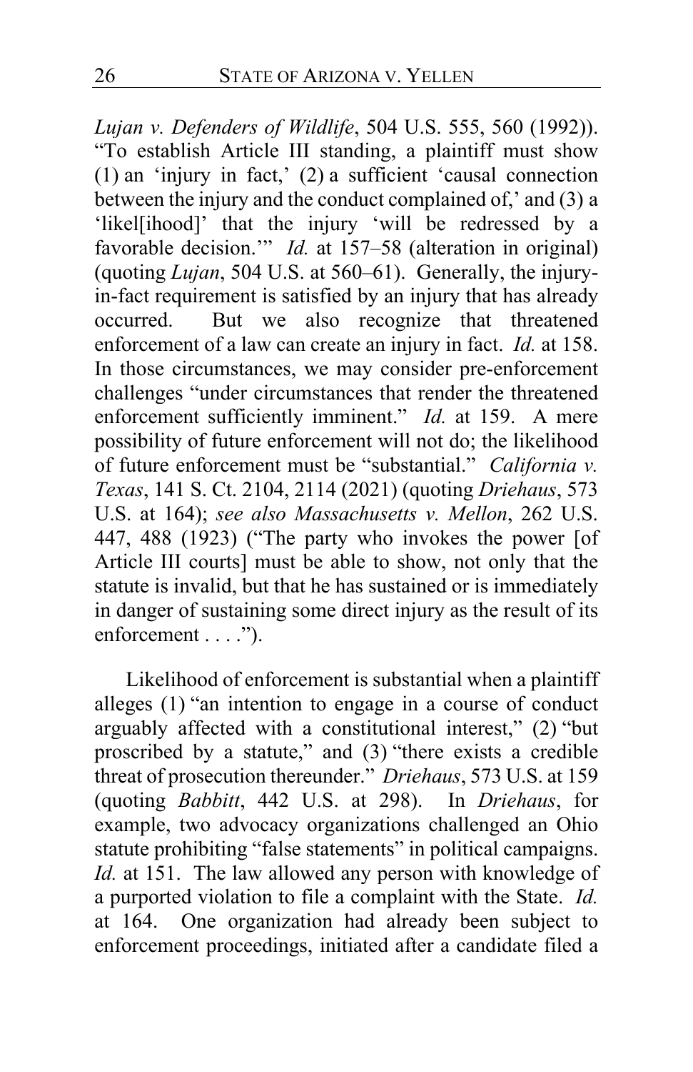*Lujan v. Defenders of Wildlife*, 504 U.S. 555, 560 (1992)). "To establish Article III standing, a plaintiff must show (1) an 'injury in fact,' (2) a sufficient 'causal connection between the injury and the conduct complained of,' and (3) a 'likel[ihood]' that the injury 'will be redressed by a favorable decision.'" *Id.* at 157–58 (alteration in original) (quoting *Lujan*, 504 U.S. at 560–61). Generally, the injury-in-fact requirement is satisfied by an injury that has already occurred. But we also recognize that threatened enforcement of a law can create an injury in fact. *Id.* at 158. In those circumstances, we may consider pre-enforcement challenges "under circumstances that render the threatened enforcement sufficiently imminent." *Id.* at 159. A mere possibility of future enforcement will not do; the likelihood of future enforcement must be "substantial." *California v. Texas*, 141 S. Ct. 2104, 2114 (2021) (quoting *Driehaus*, 573 U.S. at 164); *see also Massachusetts v. Mellon*, 262 U.S. 447, 488 (1923) ("The party who invokes the power [of Article III courts] must be able to show, not only that the statute is invalid, but that he has sustained or is immediately in danger of sustaining some direct injury as the result of its enforcement . . . .").

Likelihood of enforcement is substantial when a plaintiff alleges (1) "an intention to engage in a course of conduct arguably affected with a constitutional interest," (2) "but proscribed by a statute," and (3) "there exists a credible threat of prosecution thereunder." *Driehaus*, 573 U.S. at 159 (quoting *Babbitt*, 442 U.S. at 298). In *Driehaus*, for example, two advocacy organizations challenged an Ohio statute prohibiting "false statements" in political campaigns. *Id.* at 151. The law allowed any person with knowledge of a purported violation to file a complaint with the State. *Id.* at 164. One organization had already been subject to enforcement proceedings, initiated after a candidate filed a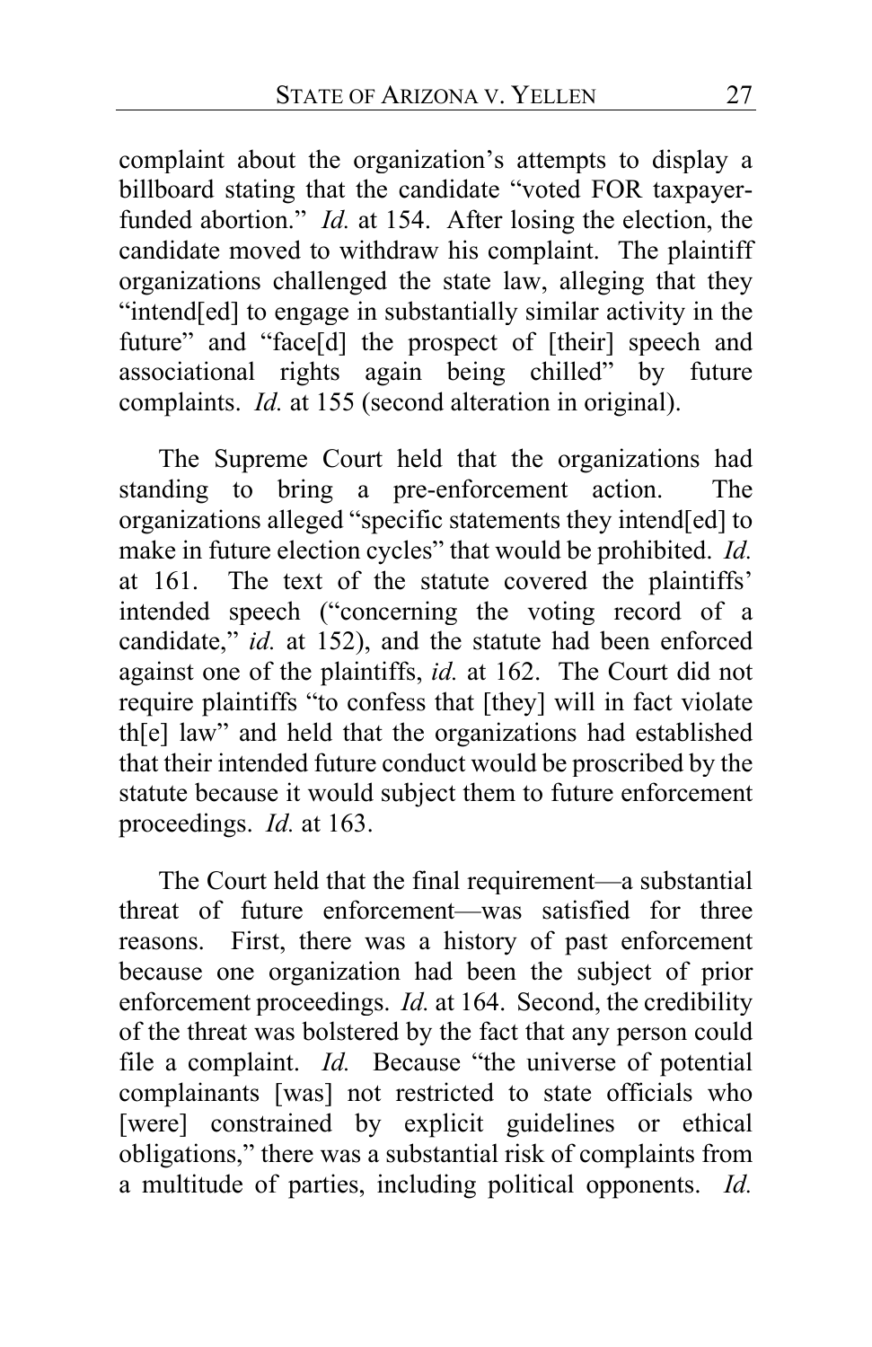complaint about the organization's attempts to display a billboard stating that the candidate "voted FOR taxpayer-funded abortion." *Id.* at 154. After losing the election, the candidate moved to withdraw his complaint. The plaintiff organizations challenged the state law, alleging that they "intend[ed] to engage in substantially similar activity in the future" and "face[d] the prospect of [their] speech and associational rights again being chilled" by future complaints. *Id.* at 155 (second alteration in original).

The Supreme Court held that the organizations had standing to bring a pre-enforcement action. The organizations alleged "specific statements they intend[ed] to make in future election cycles" that would be prohibited. *Id.* at 161. The text of the statute covered the plaintiffs' intended speech ("concerning the voting record of a candidate," *id.* at 152), and the statute had been enforced against one of the plaintiffs, *id.* at 162. The Court did not require plaintiffs "to confess that [they] will in fact violate th[e] law" and held that the organizations had established that their intended future conduct would be proscribed by the statute because it would subject them to future enforcement proceedings. *Id.* at 163.

The Court held that the final requirement—a substantial threat of future enforcement—was satisfied for three reasons. First, there was a history of past enforcement because one organization had been the subject of prior enforcement proceedings. *Id.* at 164. Second, the credibility of the threat was bolstered by the fact that any person could file a complaint. *Id.* Because "the universe of potential complainants [was] not restricted to state officials who [were] constrained by explicit guidelines or ethical obligations," there was a substantial risk of complaints from a multitude of parties, including political opponents. *Id.*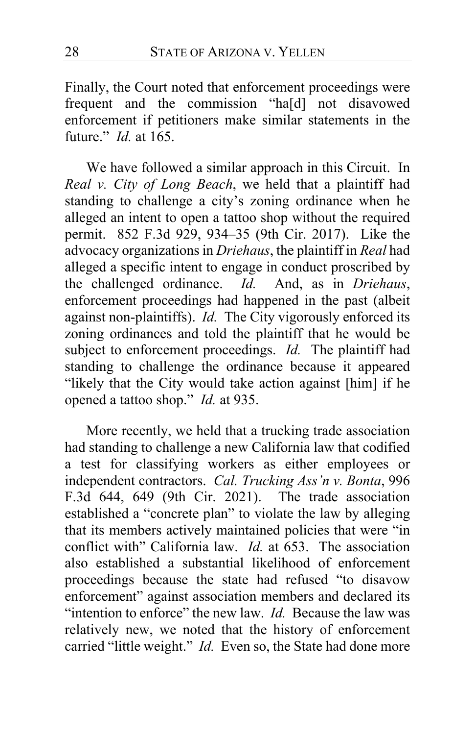Finally, the Court noted that enforcement proceedings were frequent and the commission "ha[d] not disavowed enforcement if petitioners make similar statements in the future." *Id.* at 165.

We have followed a similar approach in this Circuit. In *Real v. City of Long Beach*, we held that a plaintiff had standing to challenge a city's zoning ordinance when he alleged an intent to open a tattoo shop without the required permit. 852 F.3d 929, 934–35 (9th Cir. 2017). Like the advocacy organizations in *Driehaus*, the plaintiff in *Real* had alleged a specific intent to engage in conduct proscribed by the challenged ordinance. *Id.* And, as in *Driehaus*, enforcement proceedings had happened in the past (albeit against non-plaintiffs). *Id.* The City vigorously enforced its zoning ordinances and told the plaintiff that he would be subject to enforcement proceedings. *Id.* The plaintiff had standing to challenge the ordinance because it appeared "likely that the City would take action against [him] if he opened a tattoo shop." *Id.* at 935.

More recently, we held that a trucking trade association had standing to challenge a new California law that codified a test for classifying workers as either employees or independent contractors. *Cal. Trucking Ass'n v. Bonta*, 996 F.3d 644, 649 (9th Cir. 2021). The trade association established a "concrete plan" to violate the law by alleging that its members actively maintained policies that were "in conflict with" California law. *Id.* at 653. The association also established a substantial likelihood of enforcement proceedings because the state had refused "to disavow enforcement" against association members and declared its "intention to enforce" the new law. *Id.* Because the law was relatively new, we noted that the history of enforcement carried "little weight." *Id.* Even so, the State had done more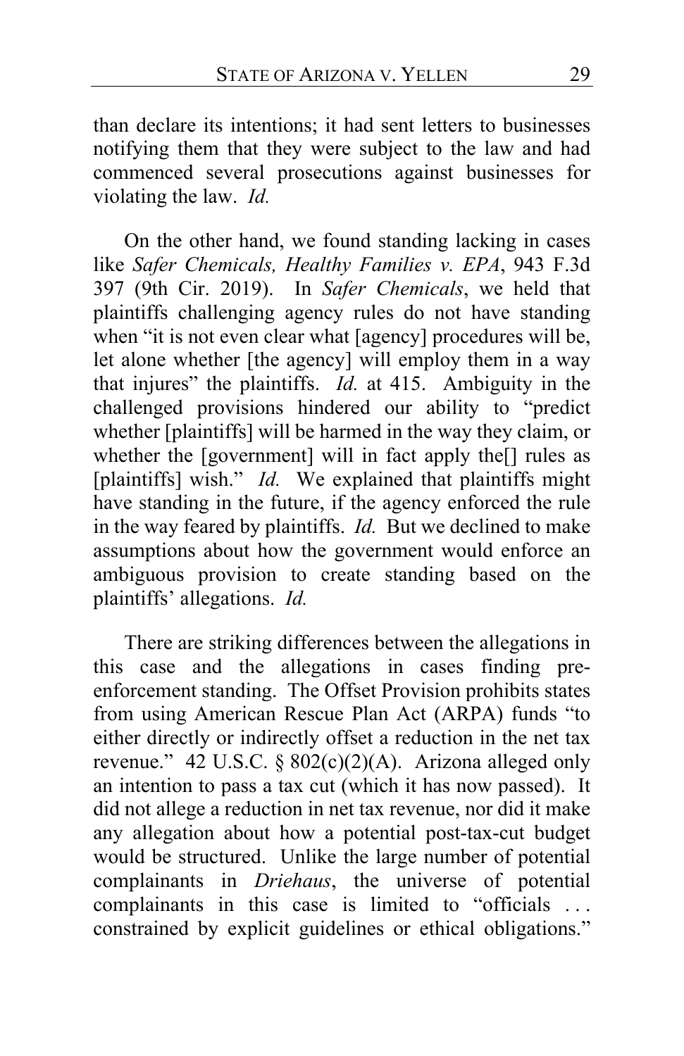than declare its intentions; it had sent letters to businesses notifying them that they were subject to the law and had commenced several prosecutions against businesses for violating the law. *Id.*

On the other hand, we found standing lacking in cases like *Safer Chemicals, Healthy Families v. EPA*, 943 F.3d 397 (9th Cir. 2019). In *Safer Chemicals*, we held that plaintiffs challenging agency rules do not have standing when "it is not even clear what [agency] procedures will be, let alone whether [the agency] will employ them in a way that injures" the plaintiffs. *Id.* at 415. Ambiguity in the challenged provisions hindered our ability to "predict whether [plaintiffs] will be harmed in the way they claim, or whether the [government] will in fact apply the[] rules as [plaintiffs] wish." *Id.* We explained that plaintiffs might have standing in the future, if the agency enforced the rule in the way feared by plaintiffs. *Id.* But we declined to make assumptions about how the government would enforce an ambiguous provision to create standing based on the plaintiffs' allegations. *Id.*

There are striking differences between the allegations in this case and the allegations in cases finding pre-enforcement standing. The Offset Provision prohibits states from using American Rescue Plan Act (ARPA) funds "to either directly or indirectly offset a reduction in the net tax revenue." 42 U.S.C. § 802(c)(2)(A). Arizona alleged only an intention to pass a tax cut (which it has now passed). It did not allege a reduction in net tax revenue, nor did it make any allegation about how a potential post-tax-cut budget would be structured. Unlike the large number of potential complainants in *Driehaus*, the universe of potential complainants in this case is limited to "officials . . . constrained by explicit guidelines or ethical obligations."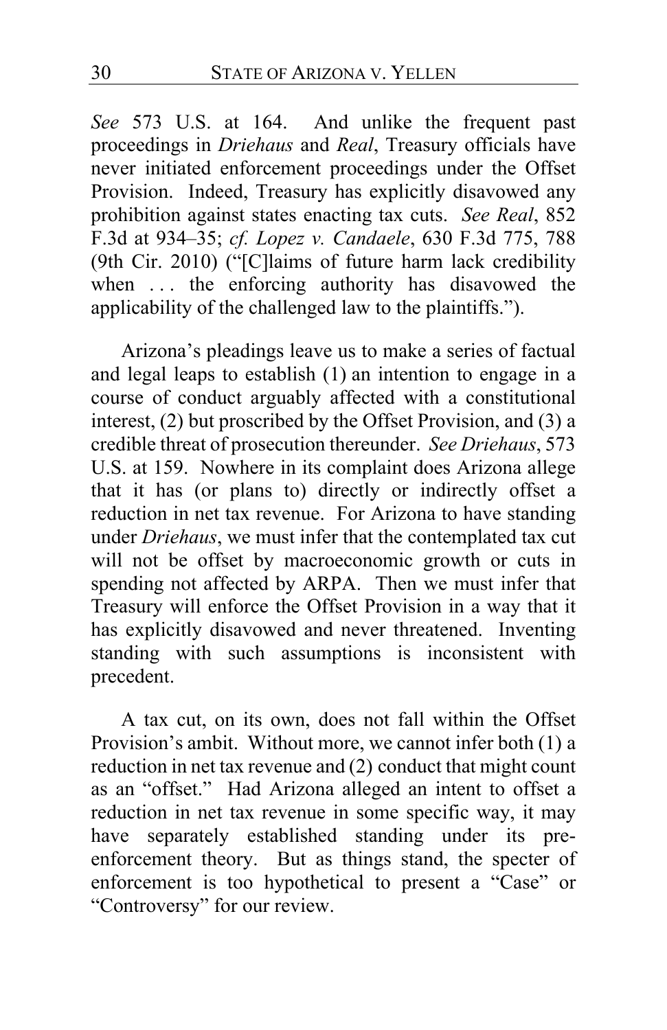*See* 573 U.S. at 164. And unlike the frequent past proceedings in *Driehaus* and *Real*, Treasury officials have never initiated enforcement proceedings under the Offset Provision. Indeed, Treasury has explicitly disavowed any prohibition against states enacting tax cuts. *See Real*, 852 F.3d at 934–35; *cf. Lopez v. Candaele*, 630 F.3d 775, 788 (9th Cir. 2010) ("[C]laims of future harm lack credibility when . . . the enforcing authority has disavowed the applicability of the challenged law to the plaintiffs.").

Arizona's pleadings leave us to make a series of factual and legal leaps to establish (1) an intention to engage in a course of conduct arguably affected with a constitutional interest, (2) but proscribed by the Offset Provision, and (3) a credible threat of prosecution thereunder. *See Driehaus*, 573 U.S. at 159. Nowhere in its complaint does Arizona allege that it has (or plans to) directly or indirectly offset a reduction in net tax revenue. For Arizona to have standing under *Driehaus*, we must infer that the contemplated tax cut will not be offset by macroeconomic growth or cuts in spending not affected by ARPA. Then we must infer that Treasury will enforce the Offset Provision in a way that it has explicitly disavowed and never threatened. Inventing standing with such assumptions is inconsistent with precedent.

A tax cut, on its own, does not fall within the Offset Provision's ambit. Without more, we cannot infer both (1) a reduction in net tax revenue and (2) conduct that might count as an "offset." Had Arizona alleged an intent to offset a reduction in net tax revenue in some specific way, it may have separately established standing under its pre-enforcement theory. But as things stand, the specter of enforcement is too hypothetical to present a "Case" or "Controversy" for our review.